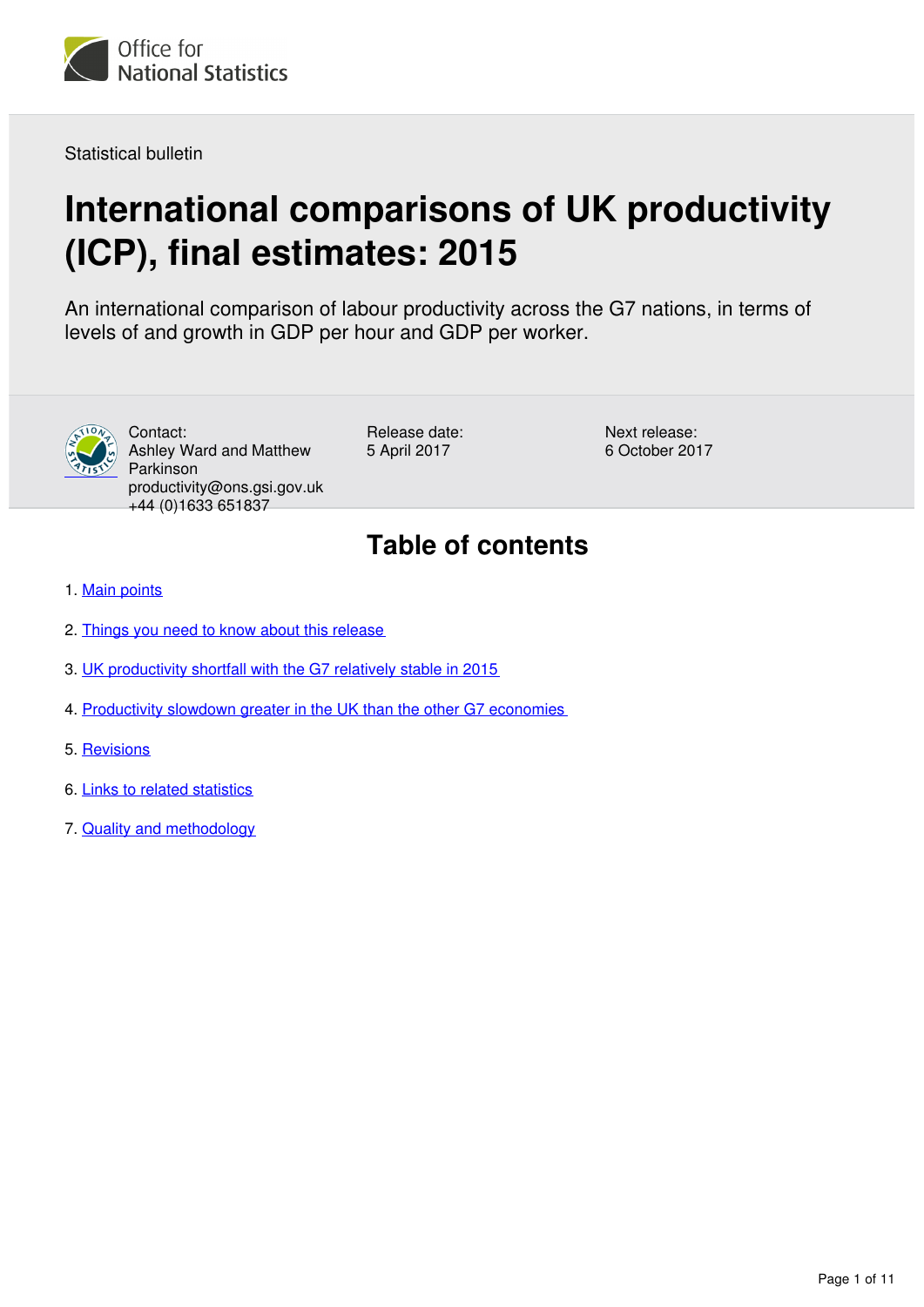Office for National Statistics

Statistical bulletin

# International comparisons of UK productivity (ICP), final estimates: 2015

An international comparison of labour productivity across the G7 nations, in terms of levels of and growth in GDP per hour and GDP per worker.

Contact:
Ashley Ward and Matthew Parkinson
productivity@ons.gsi.gov.uk
+44 (0)1633 651837

Release date:
5 April 2017

Next release:
6 October 2017

## Table of contents

1. Main points
2. Things you need to know about this release
3. UK productivity shortfall with the G7 relatively stable in 2015
4. Productivity slowdown greater in the UK than the other G7 economies
5. Revisions
6. Links to related statistics
7. Quality and methodology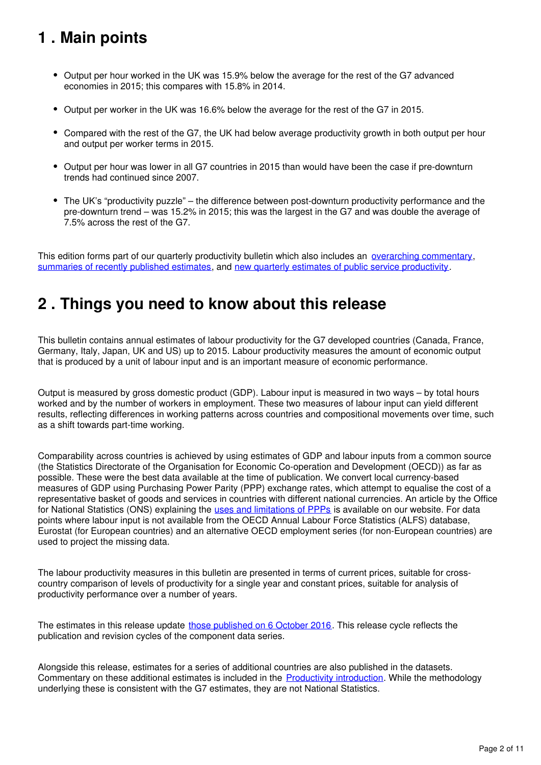## 1 . Main points

- Output per hour worked in the UK was 15.9% below the average for the rest of the G7 advanced economies in 2015; this compares with 15.8% in 2014.
- Output per worker in the UK was 16.6% below the average for the rest of the G7 in 2015.
- Compared with the rest of the G7, the UK had below average productivity growth in both output per hour and output per worker terms in 2015.
- Output per hour was lower in all G7 countries in 2015 than would have been the case if pre-downturn trends had continued since 2007.
- The UK's "productivity puzzle" – the difference between post-downturn productivity performance and the pre-downturn trend – was 15.2% in 2015; this was the largest in the G7 and was double the average of 7.5% across the rest of the G7.

This edition forms part of our quarterly productivity bulletin which also includes an overarching commentary, summaries of recently published estimates, and new quarterly estimates of public service productivity.

## 2 . Things you need to know about this release

This bulletin contains annual estimates of labour productivity for the G7 developed countries (Canada, France, Germany, Italy, Japan, UK and US) up to 2015. Labour productivity measures the amount of economic output that is produced by a unit of labour input and is an important measure of economic performance.

Output is measured by gross domestic product (GDP). Labour input is measured in two ways – by total hours worked and by the number of workers in employment. These two measures of labour input can yield different results, reflecting differences in working patterns across countries and compositional movements over time, such as a shift towards part-time working.

Comparability across countries is achieved by using estimates of GDP and labour inputs from a common source (the Statistics Directorate of the Organisation for Economic Co-operation and Development (OECD)) as far as possible. These were the best data available at the time of publication. We convert local currency-based measures of GDP using Purchasing Power Parity (PPP) exchange rates, which attempt to equalise the cost of a representative basket of goods and services in countries with different national currencies. An article by the Office for National Statistics (ONS) explaining the uses and limitations of PPPs is available on our website. For data points where labour input is not available from the OECD Annual Labour Force Statistics (ALFS) database, Eurostat (for European countries) and an alternative OECD employment series (for non-European countries) are used to project the missing data.

The labour productivity measures in this bulletin are presented in terms of current prices, suitable for cross-country comparison of levels of productivity for a single year and constant prices, suitable for analysis of productivity performance over a number of years.

The estimates in this release update those published on 6 October 2016. This release cycle reflects the publication and revision cycles of the component data series.

Alongside this release, estimates for a series of additional countries are also published in the datasets. Commentary on these additional estimates is included in the Productivity introduction. While the methodology underlying these is consistent with the G7 estimates, they are not National Statistics.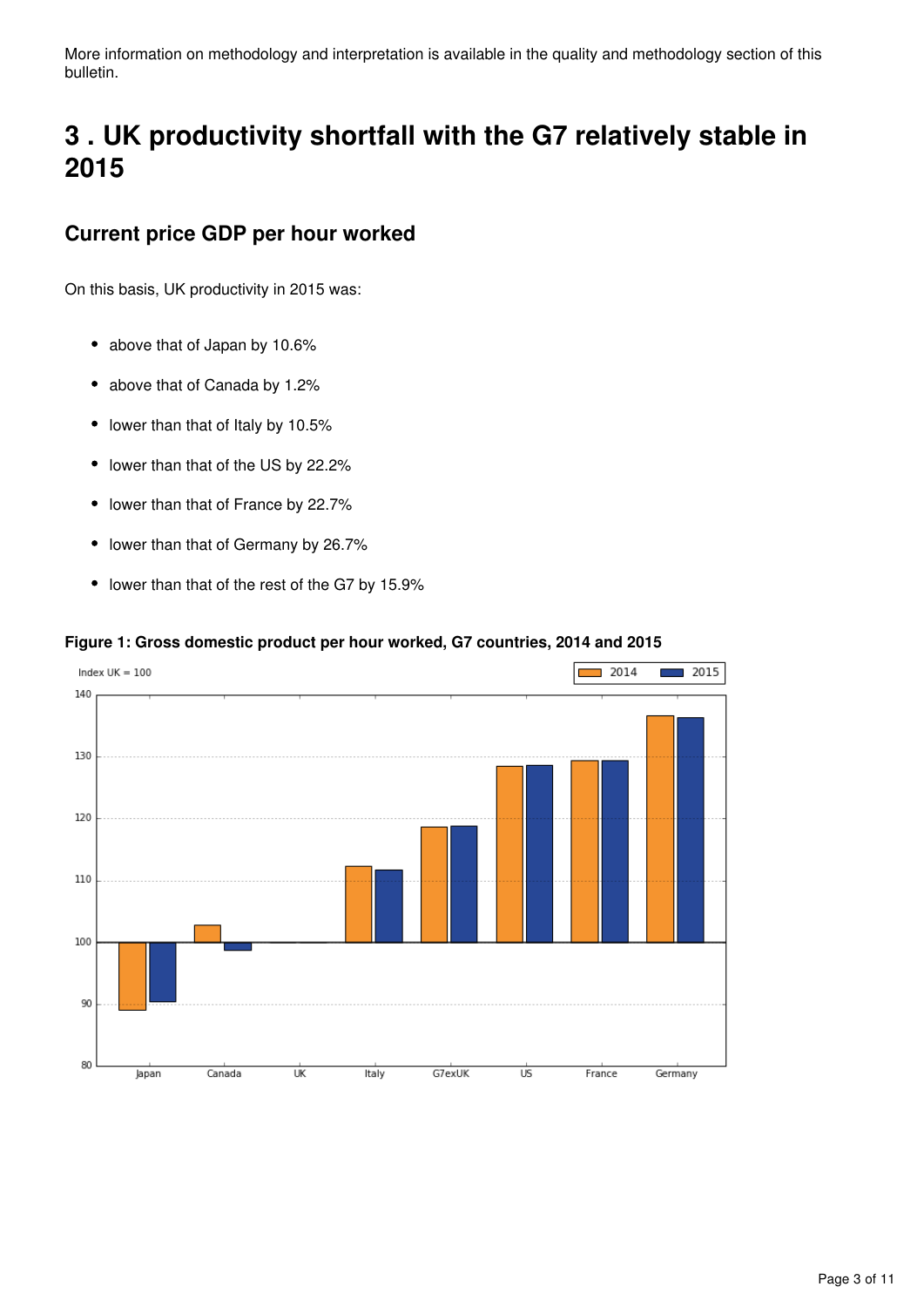More information on methodology and interpretation is available in the quality and methodology section of this bulletin.

# 3 . UK productivity shortfall with the G7 relatively stable in 2015

## Current price GDP per hour worked

On this basis, UK productivity in 2015 was:

- above that of Japan by 10.6%
- above that of Canada by 1.2%
- lower than that of Italy by 10.5%
- lower than that of the US by 22.2%
- lower than that of France by 22.7%
- lower than that of Germany by 26.7%
- lower than that of the rest of the G7 by 15.9%

**Figure 1: Gross domestic product per hour worked, G7 countries, 2014 and 2015**

Index UK = 100

2014 2015

140
130
120
110
100
90
80

Japan Canada UK Italy G7exUK US France Germany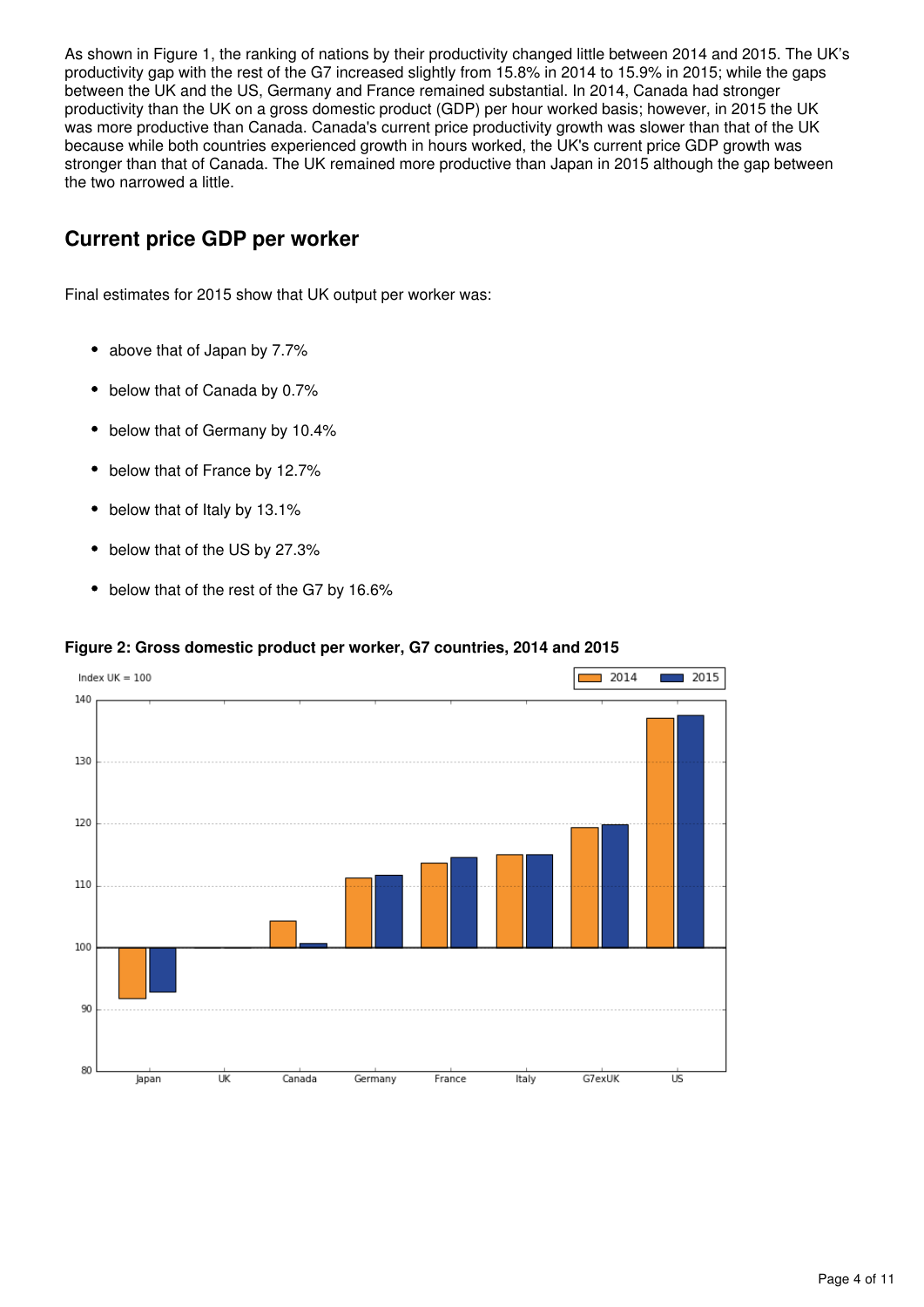As shown in Figure 1, the ranking of nations by their productivity changed little between 2014 and 2015. The UK's productivity gap with the rest of the G7 increased slightly from 15.8% in 2014 to 15.9% in 2015; while the gaps between the UK and the US, Germany and France remained substantial. In 2014, Canada had stronger productivity than the UK on a gross domestic product (GDP) per hour worked basis; however, in 2015 the UK was more productive than Canada. Canada's current price productivity growth was slower than that of the UK because while both countries experienced growth in hours worked, the UK's current price GDP growth was stronger than that of Canada. The UK remained more productive than Japan in 2015 although the gap between the two narrowed a little.

## Current price GDP per worker

Final estimates for 2015 show that UK output per worker was:

- above that of Japan by 7.7%
- below that of Canada by 0.7%
- below that of Germany by 10.4%
- below that of France by 12.7%
- below that of Italy by 13.1%
- below that of the US by 27.3%
- below that of the rest of the G7 by 16.6%

**Figure 2: Gross domestic product per worker, G7 countries, 2014 and 2015**

Index UK = 100

2014 | 2015

Japan, UK, Canada, Germany, France, Italy, G7exUK, US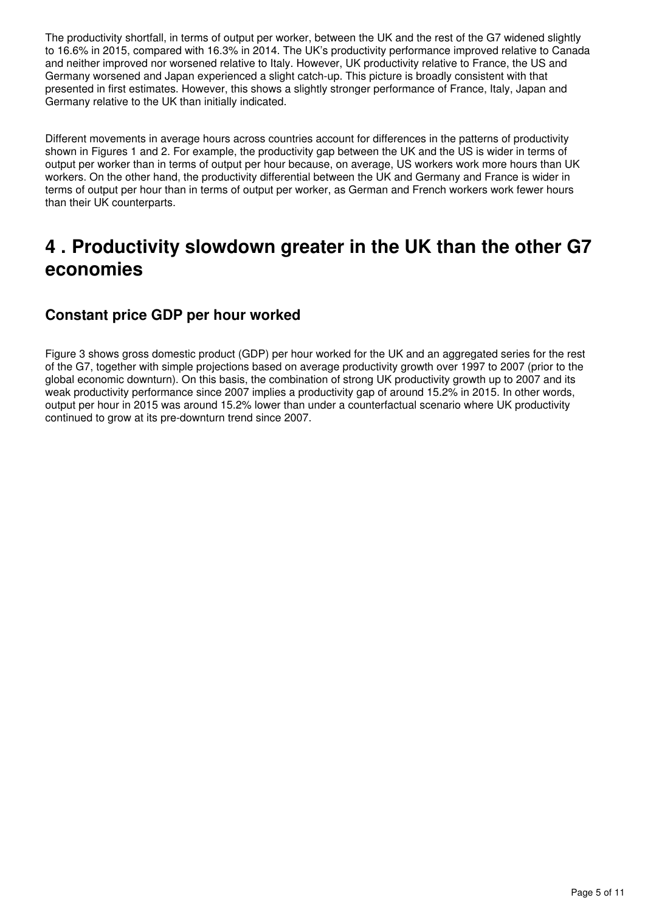The productivity shortfall, in terms of output per worker, between the UK and the rest of the G7 widened slightly to 16.6% in 2015, compared with 16.3% in 2014. The UK's productivity performance improved relative to Canada and neither improved nor worsened relative to Italy. However, UK productivity relative to France, the US and Germany worsened and Japan experienced a slight catch-up. This picture is broadly consistent with that presented in first estimates. However, this shows a slightly stronger performance of France, Italy, Japan and Germany relative to the UK than initially indicated.

Different movements in average hours across countries account for differences in the patterns of productivity shown in Figures 1 and 2. For example, the productivity gap between the UK and the US is wider in terms of output per worker than in terms of output per hour because, on average, US workers work more hours than UK workers. On the other hand, the productivity differential between the UK and Germany and France is wider in terms of output per hour than in terms of output per worker, as German and French workers work fewer hours than their UK counterparts.

## 4 . Productivity slowdown greater in the UK than the other G7 economies

### Constant price GDP per hour worked

Figure 3 shows gross domestic product (GDP) per hour worked for the UK and an aggregated series for the rest of the G7, together with simple projections based on average productivity growth over 1997 to 2007 (prior to the global economic downturn). On this basis, the combination of strong UK productivity growth up to 2007 and its weak productivity performance since 2007 implies a productivity gap of around 15.2% in 2015. In other words, output per hour in 2015 was around 15.2% lower than under a counterfactual scenario where UK productivity continued to grow at its pre-downturn trend since 2007.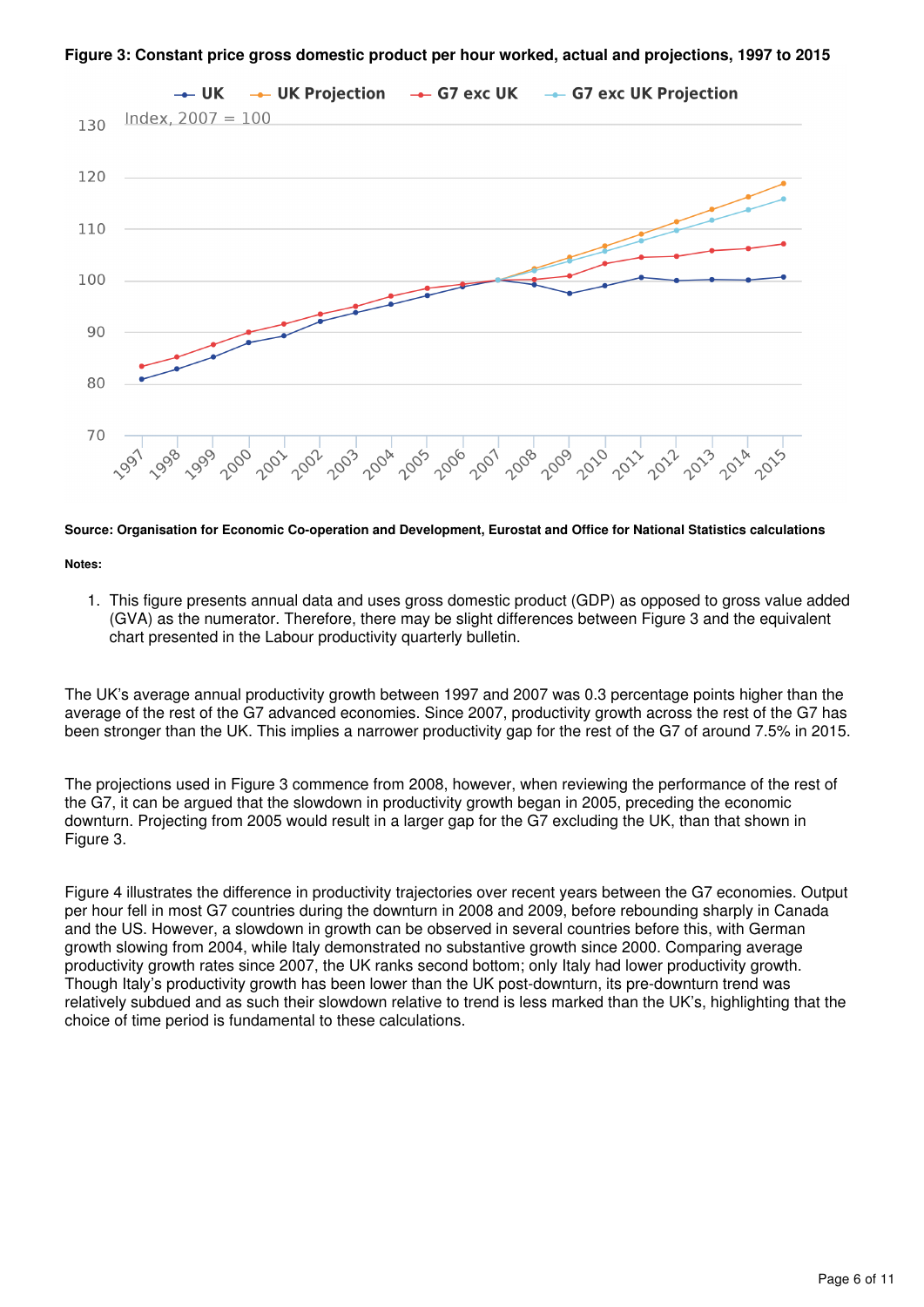**Figure 3: Constant price gross domestic product per hour worked, actual and projections, 1997 to 2015**

**Source: Organisation for Economic Co-operation and Development, Eurostat and Office for National Statistics calculations**

**Notes:**

1. This figure presents annual data and uses gross domestic product (GDP) as opposed to gross value added (GVA) as the numerator. Therefore, there may be slight differences between Figure 3 and the equivalent chart presented in the Labour productivity quarterly bulletin.

The UK's average annual productivity growth between 1997 and 2007 was 0.3 percentage points higher than the average of the rest of the G7 advanced economies. Since 2007, productivity growth across the rest of the G7 has been stronger than the UK. This implies a narrower productivity gap for the rest of the G7 of around 7.5% in 2015.

The projections used in Figure 3 commence from 2008, however, when reviewing the performance of the rest of the G7, it can be argued that the slowdown in productivity growth began in 2005, preceding the economic downturn. Projecting from 2005 would result in a larger gap for the G7 excluding the UK, than that shown in Figure 3.

Figure 4 illustrates the difference in productivity trajectories over recent years between the G7 economies. Output per hour fell in most G7 countries during the downturn in 2008 and 2009, before rebounding sharply in Canada and the US. However, a slowdown in growth can be observed in several countries before this, with German growth slowing from 2004, while Italy demonstrated no substantive growth since 2000. Comparing average productivity growth rates since 2007, the UK ranks second bottom; only Italy had lower productivity growth. Though Italy's productivity growth has been lower than the UK post-downturn, its pre-downturn trend was relatively subdued and as such their slowdown relative to trend is less marked than the UK's, highlighting that the choice of time period is fundamental to these calculations.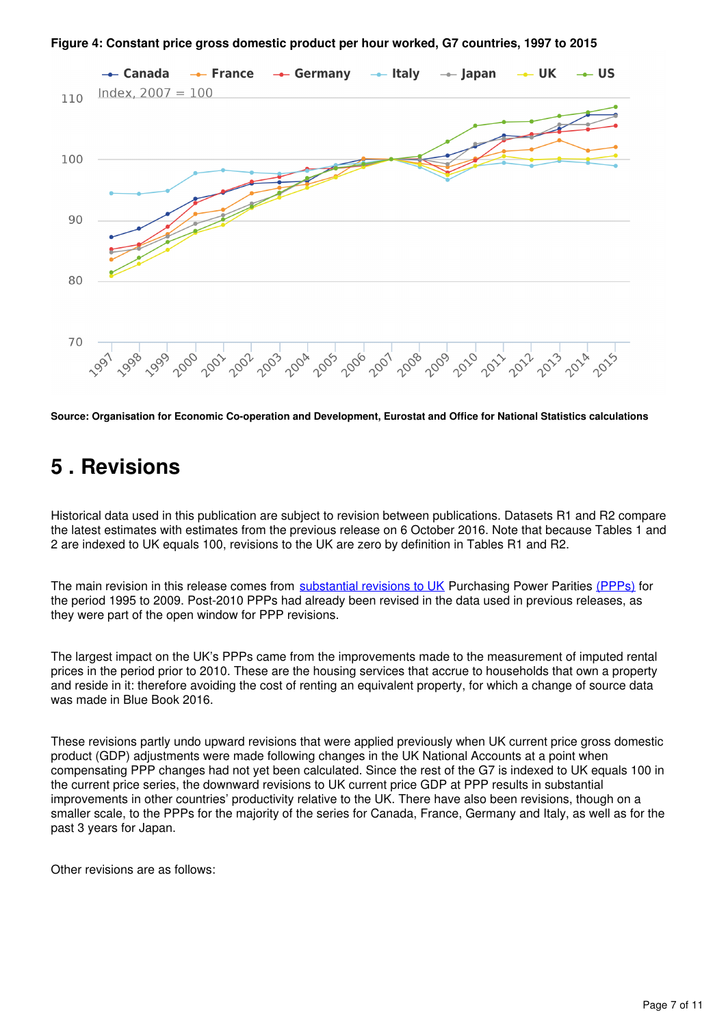**Figure 4: Constant price gross domestic product per hour worked, G7 countries, 1997 to 2015**

**Source: Organisation for Economic Co-operation and Development, Eurostat and Office for National Statistics calculations**

# 5 . Revisions

Historical data used in this publication are subject to revision between publications. Datasets R1 and R2 compare the latest estimates with estimates from the previous release on 6 October 2016. Note that because Tables 1 and 2 are indexed to UK equals 100, revisions to the UK are zero by definition in Tables R1 and R2.

The main revision in this release comes from substantial revisions to UK Purchasing Power Parities (PPPs) for the period 1995 to 2009. Post-2010 PPPs had already been revised in the data used in previous releases, as they were part of the open window for PPP revisions.

The largest impact on the UK's PPPs came from the improvements made to the measurement of imputed rental prices in the period prior to 2010. These are the housing services that accrue to households that own a property and reside in it: therefore avoiding the cost of renting an equivalent property, for which a change of source data was made in Blue Book 2016.

These revisions partly undo upward revisions that were applied previously when UK current price gross domestic product (GDP) adjustments were made following changes in the UK National Accounts at a point when compensating PPP changes had not yet been calculated. Since the rest of the G7 is indexed to UK equals 100 in the current price series, the downward revisions to UK current price GDP at PPP results in substantial improvements in other countries' productivity relative to the UK. There have also been revisions, though on a smaller scale, to the PPPs for the majority of the series for Canada, France, Germany and Italy, as well as for the past 3 years for Japan.

Other revisions are as follows: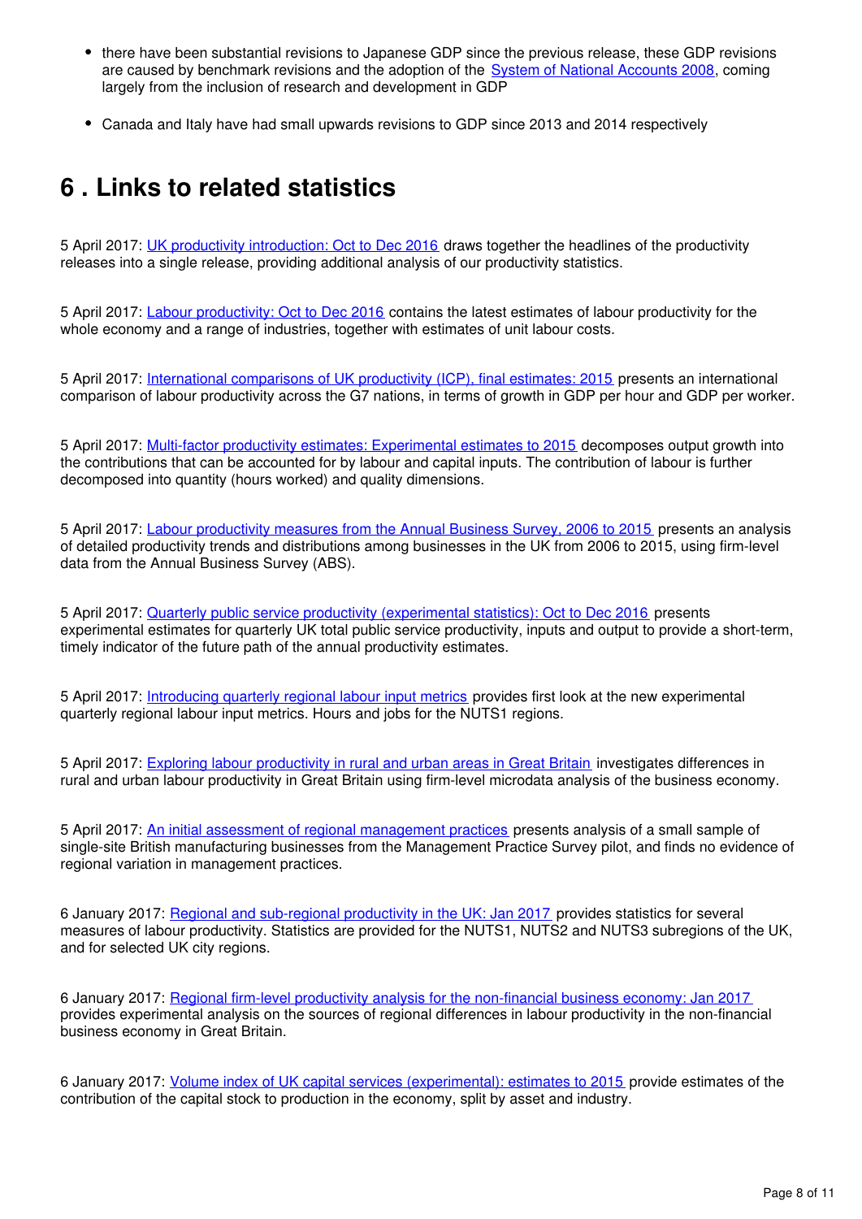- there have been substantial revisions to Japanese GDP since the previous release, these GDP revisions are caused by benchmark revisions and the adoption of the System of National Accounts 2008, coming largely from the inclusion of research and development in GDP

- Canada and Italy have had small upwards revisions to GDP since 2013 and 2014 respectively

## 6 . Links to related statistics

5 April 2017: UK productivity introduction: Oct to Dec 2016 draws together the headlines of the productivity releases into a single release, providing additional analysis of our productivity statistics.

5 April 2017: Labour productivity: Oct to Dec 2016 contains the latest estimates of labour productivity for the whole economy and a range of industries, together with estimates of unit labour costs.

5 April 2017: International comparisons of UK productivity (ICP), final estimates: 2015 presents an international comparison of labour productivity across the G7 nations, in terms of growth in GDP per hour and GDP per worker.

5 April 2017: Multi-factor productivity estimates: Experimental estimates to 2015 decomposes output growth into the contributions that can be accounted for by labour and capital inputs. The contribution of labour is further decomposed into quantity (hours worked) and quality dimensions.

5 April 2017: Labour productivity measures from the Annual Business Survey, 2006 to 2015 presents an analysis of detailed productivity trends and distributions among businesses in the UK from 2006 to 2015, using firm-level data from the Annual Business Survey (ABS).

5 April 2017: Quarterly public service productivity (experimental statistics): Oct to Dec 2016 presents experimental estimates for quarterly UK total public service productivity, inputs and output to provide a short-term, timely indicator of the future path of the annual productivity estimates.

5 April 2017: Introducing quarterly regional labour input metrics provides first look at the new experimental quarterly regional labour input metrics. Hours and jobs for the NUTS1 regions.

5 April 2017: Exploring labour productivity in rural and urban areas in Great Britain investigates differences in rural and urban labour productivity in Great Britain using firm-level microdata analysis of the business economy.

5 April 2017: An initial assessment of regional management practices presents analysis of a small sample of single-site British manufacturing businesses from the Management Practice Survey pilot, and finds no evidence of regional variation in management practices.

6 January 2017: Regional and sub-regional productivity in the UK: Jan 2017 provides statistics for several measures of labour productivity. Statistics are provided for the NUTS1, NUTS2 and NUTS3 subregions of the UK, and for selected UK city regions.

6 January 2017: Regional firm-level productivity analysis for the non-financial business economy: Jan 2017 provides experimental analysis on the sources of regional differences in labour productivity in the non-financial business economy in Great Britain.

6 January 2017: Volume index of UK capital services (experimental): estimates to 2015 provide estimates of the contribution of the capital stock to production in the economy, split by asset and industry.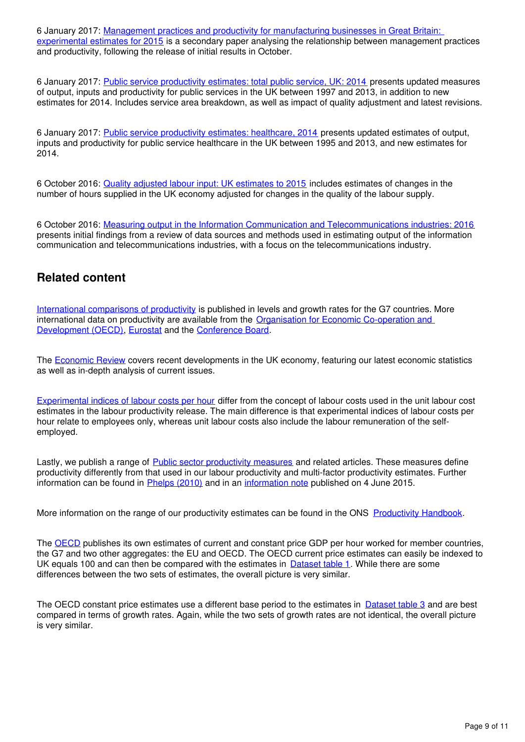6 January 2017: Management practices and productivity for manufacturing businesses in Great Britain: experimental estimates for 2015 is a secondary paper analysing the relationship between management practices and productivity, following the release of initial results in October.

6 January 2017: Public service productivity estimates: total public service, UK: 2014 presents updated measures of output, inputs and productivity for public services in the UK between 1997 and 2013, in addition to new estimates for 2014. Includes service area breakdown, as well as impact of quality adjustment and latest revisions.

6 January 2017: Public service productivity estimates: healthcare, 2014 presents updated estimates of output, inputs and productivity for public service healthcare in the UK between 1995 and 2013, and new estimates for 2014.

6 October 2016: Quality adjusted labour input: UK estimates to 2015 includes estimates of changes in the number of hours supplied in the UK economy adjusted for changes in the quality of the labour supply.

6 October 2016: Measuring output in the Information Communication and Telecommunications industries: 2016 presents initial findings from a review of data sources and methods used in estimating output of the information communication and telecommunications industries, with a focus on the telecommunications industry.

## Related content

International comparisons of productivity is published in levels and growth rates for the G7 countries. More international data on productivity are available from the Organisation for Economic Co-operation and Development (OECD), Eurostat and the Conference Board.

The Economic Review covers recent developments in the UK economy, featuring our latest economic statistics as well as in-depth analysis of current issues.

Experimental indices of labour costs per hour differ from the concept of labour costs used in the unit labour cost estimates in the labour productivity release. The main difference is that experimental indices of labour costs per hour relate to employees only, whereas unit labour costs also include the labour remuneration of the self-employed.

Lastly, we publish a range of Public sector productivity measures and related articles. These measures define productivity differently from that used in our labour productivity and multi-factor productivity estimates. Further information can be found in Phelps (2010) and in an information note published on 4 June 2015.

More information on the range of our productivity estimates can be found in the ONS Productivity Handbook.

The OECD publishes its own estimates of current and constant price GDP per hour worked for member countries, the G7 and two other aggregates: the EU and OECD. The OECD current price estimates can easily be indexed to UK equals 100 and can then be compared with the estimates in Dataset table 1. While there are some differences between the two sets of estimates, the overall picture is very similar.

The OECD constant price estimates use a different base period to the estimates in Dataset table 3 and are best compared in terms of growth rates. Again, while the two sets of growth rates are not identical, the overall picture is very similar.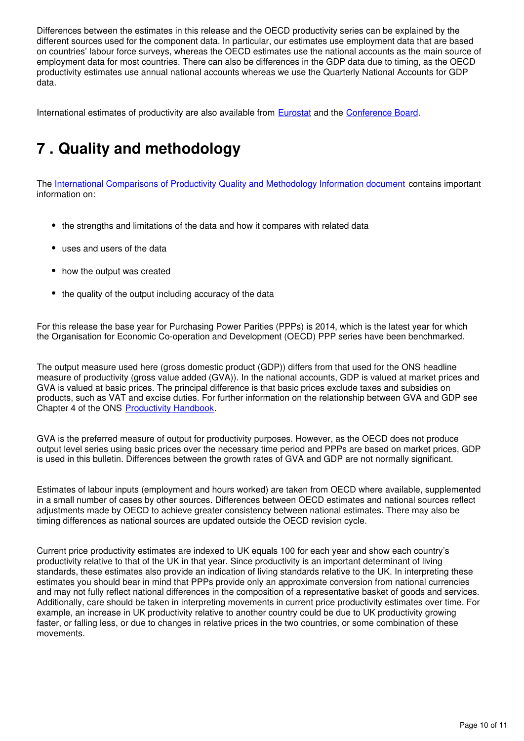Differences between the estimates in this release and the OECD productivity series can be explained by the different sources used for the component data. In particular, our estimates use employment data that are based on countries' labour force surveys, whereas the OECD estimates use the national accounts as the main source of employment data for most countries. There can also be differences in the GDP data due to timing, as the OECD productivity estimates use annual national accounts whereas we use the Quarterly National Accounts for GDP data.

International estimates of productivity are also available from Eurostat and the Conference Board.

## 7 . Quality and methodology

The International Comparisons of Productivity Quality and Methodology Information document contains important information on:

- the strengths and limitations of the data and how it compares with related data
- uses and users of the data
- how the output was created
- the quality of the output including accuracy of the data

For this release the base year for Purchasing Power Parities (PPPs) is 2014, which is the latest year for which the Organisation for Economic Co-operation and Development (OECD) PPP series have been benchmarked.

The output measure used here (gross domestic product (GDP)) differs from that used for the ONS headline measure of productivity (gross value added (GVA)). In the national accounts, GDP is valued at market prices and GVA is valued at basic prices. The principal difference is that basic prices exclude taxes and subsidies on products, such as VAT and excise duties. For further information on the relationship between GVA and GDP see Chapter 4 of the ONS Productivity Handbook.

GVA is the preferred measure of output for productivity purposes. However, as the OECD does not produce output level series using basic prices over the necessary time period and PPPs are based on market prices, GDP is used in this bulletin. Differences between the growth rates of GVA and GDP are not normally significant.

Estimates of labour inputs (employment and hours worked) are taken from OECD where available, supplemented in a small number of cases by other sources. Differences between OECD estimates and national sources reflect adjustments made by OECD to achieve greater consistency between national estimates. There may also be timing differences as national sources are updated outside the OECD revision cycle.

Current price productivity estimates are indexed to UK equals 100 for each year and show each country's productivity relative to that of the UK in that year. Since productivity is an important determinant of living standards, these estimates also provide an indication of living standards relative to the UK. In interpreting these estimates you should bear in mind that PPPs provide only an approximate conversion from national currencies and may not fully reflect national differences in the composition of a representative basket of goods and services. Additionally, care should be taken in interpreting movements in current price productivity estimates over time. For example, an increase in UK productivity relative to another country could be due to UK productivity growing faster, or falling less, or due to changes in relative prices in the two countries, or some combination of these movements.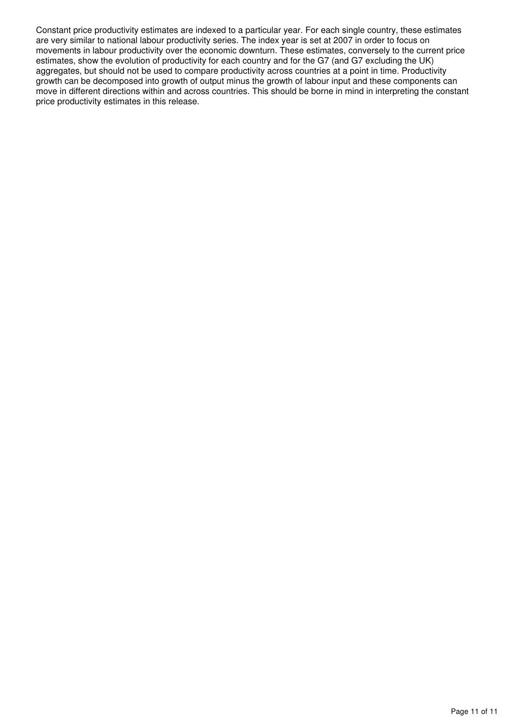Constant price productivity estimates are indexed to a particular year. For each single country, these estimates are very similar to national labour productivity series. The index year is set at 2007 in order to focus on movements in labour productivity over the economic downturn. These estimates, conversely to the current price estimates, show the evolution of productivity for each country and for the G7 (and G7 excluding the UK) aggregates, but should not be used to compare productivity across countries at a point in time. Productivity growth can be decomposed into growth of output minus the growth of labour input and these components can move in different directions within and across countries. This should be borne in mind in interpreting the constant price productivity estimates in this release.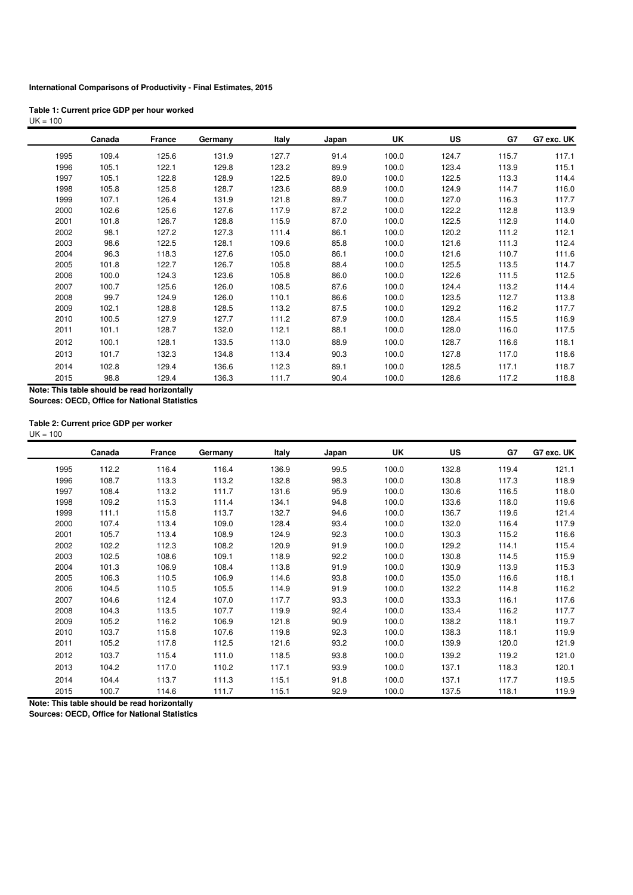**International Comparisons of Productivity - Final Estimates, 2015**

**Table 1: Current price GDP per hour worked**

UK = 100

| | Canada | France | Germany | Italy | Japan | UK | US | G7 | G7 exc. UK |
|---|---|---|---|---|---|---|---|---|---|
| 1995 | 109.4 | 125.6 | 131.9 | 127.7 | 91.4 | 100.0 | 124.7 | 115.7 | 117.1 |
| 1996 | 105.1 | 122.1 | 129.8 | 123.2 | 89.9 | 100.0 | 123.4 | 113.9 | 115.1 |
| 1997 | 105.1 | 122.8 | 128.9 | 122.5 | 89.0 | 100.0 | 122.5 | 113.3 | 114.4 |
| 1998 | 105.8 | 125.8 | 128.7 | 123.6 | 88.9 | 100.0 | 124.9 | 114.7 | 116.0 |
| 1999 | 107.1 | 126.4 | 131.9 | 121.8 | 89.7 | 100.0 | 127.0 | 116.3 | 117.7 |
| 2000 | 102.6 | 125.6 | 127.6 | 117.9 | 87.2 | 100.0 | 122.2 | 112.8 | 113.9 |
| 2001 | 101.8 | 126.7 | 128.8 | 115.9 | 87.0 | 100.0 | 122.5 | 112.9 | 114.0 |
| 2002 | 98.1 | 127.2 | 127.3 | 111.4 | 86.1 | 100.0 | 120.2 | 111.2 | 112.1 |
| 2003 | 98.6 | 122.5 | 128.1 | 109.6 | 85.8 | 100.0 | 121.6 | 111.3 | 112.4 |
| 2004 | 96.3 | 118.3 | 127.6 | 105.0 | 86.1 | 100.0 | 121.6 | 110.7 | 111.6 |
| 2005 | 101.8 | 122.7 | 126.7 | 105.8 | 88.4 | 100.0 | 125.5 | 113.5 | 114.7 |
| 2006 | 100.0 | 124.3 | 123.6 | 105.8 | 86.0 | 100.0 | 122.6 | 111.5 | 112.5 |
| 2007 | 100.7 | 125.6 | 126.0 | 108.5 | 87.6 | 100.0 | 124.4 | 113.2 | 114.4 |
| 2008 | 99.7 | 124.9 | 126.0 | 110.1 | 86.6 | 100.0 | 123.5 | 112.7 | 113.8 |
| 2009 | 102.1 | 128.8 | 128.5 | 113.2 | 87.5 | 100.0 | 129.2 | 116.2 | 117.7 |
| 2010 | 100.5 | 127.9 | 127.7 | 111.2 | 87.9 | 100.0 | 128.4 | 115.5 | 116.9 |
| 2011 | 101.1 | 128.7 | 132.0 | 112.1 | 88.1 | 100.0 | 128.0 | 116.0 | 117.5 |
| 2012 | 100.1 | 128.1 | 133.5 | 113.0 | 88.9 | 100.0 | 128.7 | 116.6 | 118.1 |
| 2013 | 101.7 | 132.3 | 134.8 | 113.4 | 90.3 | 100.0 | 127.8 | 117.0 | 118.6 |
| 2014 | 102.8 | 129.4 | 136.6 | 112.3 | 89.1 | 100.0 | 128.5 | 117.1 | 118.7 |
| 2015 | 98.8 | 129.4 | 136.3 | 111.7 | 90.4 | 100.0 | 128.6 | 117.2 | 118.8 |

**Note: This table should be read horizontally**

**Sources: OECD, Office for National Statistics**

**Table 2: Current price GDP per worker**

UK = 100

| | Canada | France | Germany | Italy | Japan | UK | US | G7 | G7 exc. UK |
|---|---|---|---|---|---|---|---|---|---|
| 1995 | 112.2 | 116.4 | 116.4 | 136.9 | 99.5 | 100.0 | 132.8 | 119.4 | 121.1 |
| 1996 | 108.7 | 113.3 | 113.2 | 132.8 | 98.3 | 100.0 | 130.8 | 117.3 | 118.9 |
| 1997 | 108.4 | 113.2 | 111.7 | 131.6 | 95.9 | 100.0 | 130.6 | 116.5 | 118.0 |
| 1998 | 109.2 | 115.3 | 111.4 | 134.1 | 94.8 | 100.0 | 133.6 | 118.0 | 119.6 |
| 1999 | 111.1 | 115.8 | 113.7 | 132.7 | 94.6 | 100.0 | 136.7 | 119.6 | 121.4 |
| 2000 | 107.4 | 113.4 | 109.0 | 128.4 | 93.4 | 100.0 | 132.0 | 116.4 | 117.9 |
| 2001 | 105.7 | 113.4 | 108.9 | 124.9 | 92.3 | 100.0 | 130.3 | 115.2 | 116.6 |
| 2002 | 102.2 | 112.3 | 108.2 | 120.9 | 91.9 | 100.0 | 129.2 | 114.1 | 115.4 |
| 2003 | 102.5 | 108.6 | 109.1 | 118.9 | 92.2 | 100.0 | 130.8 | 114.5 | 115.9 |
| 2004 | 101.3 | 106.9 | 108.4 | 113.8 | 91.9 | 100.0 | 130.9 | 113.9 | 115.3 |
| 2005 | 106.3 | 110.5 | 106.9 | 114.6 | 93.8 | 100.0 | 135.0 | 116.6 | 118.1 |
| 2006 | 104.5 | 110.5 | 105.5 | 114.9 | 91.9 | 100.0 | 132.2 | 114.8 | 116.2 |
| 2007 | 104.6 | 112.4 | 107.0 | 117.7 | 93.3 | 100.0 | 133.3 | 116.1 | 117.6 |
| 2008 | 104.3 | 113.5 | 107.7 | 119.9 | 92.4 | 100.0 | 133.4 | 116.2 | 117.7 |
| 2009 | 105.2 | 116.2 | 106.9 | 121.8 | 90.9 | 100.0 | 138.2 | 118.1 | 119.7 |
| 2010 | 103.7 | 115.8 | 107.6 | 119.8 | 92.3 | 100.0 | 138.3 | 118.1 | 119.9 |
| 2011 | 105.2 | 117.8 | 112.5 | 121.6 | 93.2 | 100.0 | 139.9 | 120.0 | 121.9 |
| 2012 | 103.7 | 115.4 | 111.0 | 118.5 | 93.8 | 100.0 | 139.2 | 119.2 | 121.0 |
| 2013 | 104.2 | 117.0 | 110.2 | 117.1 | 93.9 | 100.0 | 137.1 | 118.3 | 120.1 |
| 2014 | 104.4 | 113.7 | 111.3 | 115.1 | 91.8 | 100.0 | 137.1 | 117.7 | 119.5 |
| 2015 | 100.7 | 114.6 | 111.7 | 115.1 | 92.9 | 100.0 | 137.5 | 118.1 | 119.9 |

**Note: This table should be read horizontally**

**Sources: OECD, Office for National Statistics**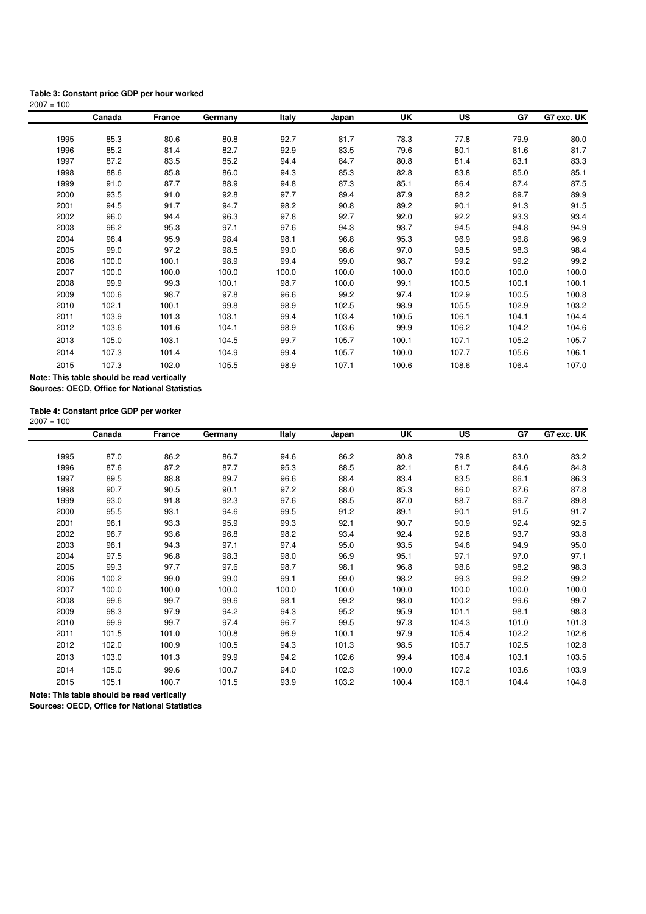**Table 3: Constant price GDP per hour worked**

2007 = 100

| | Canada | France | Germany | Italy | Japan | UK | US | G7 | G7 exc. UK |
|---|---|---|---|---|---|---|---|---|---|
| 1995 | 85.3 | 80.6 | 80.8 | 92.7 | 81.7 | 78.3 | 77.8 | 79.9 | 80.0 |
| 1996 | 85.2 | 81.4 | 82.7 | 92.9 | 83.5 | 79.6 | 80.1 | 81.6 | 81.7 |
| 1997 | 87.2 | 83.5 | 85.2 | 94.4 | 84.7 | 80.8 | 81.4 | 83.1 | 83.3 |
| 1998 | 88.6 | 85.8 | 86.0 | 94.3 | 85.3 | 82.8 | 83.8 | 85.0 | 85.1 |
| 1999 | 91.0 | 87.7 | 88.9 | 94.8 | 87.3 | 85.1 | 86.4 | 87.4 | 87.5 |
| 2000 | 93.5 | 91.0 | 92.8 | 97.7 | 89.4 | 87.9 | 88.2 | 89.7 | 89.9 |
| 2001 | 94.5 | 91.7 | 94.7 | 98.2 | 90.8 | 89.2 | 90.1 | 91.3 | 91.5 |
| 2002 | 96.0 | 94.4 | 96.3 | 97.8 | 92.7 | 92.0 | 92.2 | 93.3 | 93.4 |
| 2003 | 96.2 | 95.3 | 97.1 | 97.6 | 94.3 | 93.7 | 94.5 | 94.8 | 94.9 |
| 2004 | 96.4 | 95.9 | 98.4 | 98.1 | 96.8 | 95.3 | 96.9 | 96.8 | 96.9 |
| 2005 | 99.0 | 97.2 | 98.5 | 99.0 | 98.6 | 97.0 | 98.5 | 98.3 | 98.4 |
| 2006 | 100.0 | 100.1 | 98.9 | 99.4 | 99.0 | 98.7 | 99.2 | 99.2 | 99.2 |
| 2007 | 100.0 | 100.0 | 100.0 | 100.0 | 100.0 | 100.0 | 100.0 | 100.0 | 100.0 |
| 2008 | 99.9 | 99.3 | 100.1 | 98.7 | 100.0 | 99.1 | 100.5 | 100.1 | 100.1 |
| 2009 | 100.6 | 98.7 | 97.8 | 96.6 | 99.2 | 97.4 | 102.9 | 100.5 | 100.8 |
| 2010 | 102.1 | 100.1 | 99.8 | 98.9 | 102.5 | 98.9 | 105.5 | 102.9 | 103.2 |
| 2011 | 103.9 | 101.3 | 103.1 | 99.4 | 103.4 | 100.5 | 106.1 | 104.1 | 104.4 |
| 2012 | 103.6 | 101.6 | 104.1 | 98.9 | 103.6 | 99.9 | 106.2 | 104.2 | 104.6 |
| 2013 | 105.0 | 103.1 | 104.5 | 99.7 | 105.7 | 100.1 | 107.1 | 105.2 | 105.7 |
| 2014 | 107.3 | 101.4 | 104.9 | 99.4 | 105.7 | 100.0 | 107.7 | 105.6 | 106.1 |
| 2015 | 107.3 | 102.0 | 105.5 | 98.9 | 107.1 | 100.6 | 108.6 | 106.4 | 107.0 |

**Note: This table should be read vertically**

**Sources: OECD, Office for National Statistics**

**Table 4: Constant price GDP per worker**

2007 = 100

| | Canada | France | Germany | Italy | Japan | UK | US | G7 | G7 exc. UK |
|---|---|---|---|---|---|---|---|---|---|
| 1995 | 87.0 | 86.2 | 86.7 | 94.6 | 86.2 | 80.8 | 79.8 | 83.0 | 83.2 |
| 1996 | 87.6 | 87.2 | 87.7 | 95.3 | 88.5 | 82.1 | 81.7 | 84.6 | 84.8 |
| 1997 | 89.5 | 88.8 | 89.7 | 96.6 | 88.4 | 83.4 | 83.5 | 86.1 | 86.3 |
| 1998 | 90.7 | 90.5 | 90.1 | 97.2 | 88.0 | 85.3 | 86.0 | 87.6 | 87.8 |
| 1999 | 93.0 | 91.8 | 92.3 | 97.6 | 88.5 | 87.0 | 88.7 | 89.7 | 89.8 |
| 2000 | 95.5 | 93.1 | 94.6 | 99.5 | 91.2 | 89.1 | 90.1 | 91.5 | 91.7 |
| 2001 | 96.1 | 93.3 | 95.9 | 99.3 | 92.1 | 90.7 | 90.9 | 92.4 | 92.5 |
| 2002 | 96.7 | 93.6 | 96.8 | 98.2 | 93.4 | 92.4 | 92.8 | 93.7 | 93.8 |
| 2003 | 96.1 | 94.3 | 97.1 | 97.4 | 95.0 | 93.5 | 94.6 | 94.9 | 95.0 |
| 2004 | 97.5 | 96.8 | 98.3 | 98.0 | 96.9 | 95.1 | 97.1 | 97.0 | 97.1 |
| 2005 | 99.3 | 97.7 | 97.6 | 98.7 | 98.1 | 96.8 | 98.6 | 98.2 | 98.3 |
| 2006 | 100.2 | 99.0 | 99.0 | 99.1 | 99.0 | 98.2 | 99.3 | 99.2 | 99.2 |
| 2007 | 100.0 | 100.0 | 100.0 | 100.0 | 100.0 | 100.0 | 100.0 | 100.0 | 100.0 |
| 2008 | 99.6 | 99.7 | 99.6 | 98.1 | 99.2 | 98.0 | 100.2 | 99.6 | 99.7 |
| 2009 | 98.3 | 97.9 | 94.2 | 94.3 | 95.2 | 95.9 | 101.1 | 98.1 | 98.3 |
| 2010 | 99.9 | 99.7 | 97.4 | 96.7 | 99.5 | 97.3 | 104.3 | 101.0 | 101.3 |
| 2011 | 101.5 | 101.0 | 100.8 | 96.9 | 100.1 | 97.9 | 105.4 | 102.2 | 102.6 |
| 2012 | 102.0 | 100.9 | 100.5 | 94.3 | 101.3 | 98.5 | 105.7 | 102.5 | 102.8 |
| 2013 | 103.0 | 101.3 | 99.9 | 94.2 | 102.6 | 99.4 | 106.4 | 103.1 | 103.5 |
| 2014 | 105.0 | 99.6 | 100.7 | 94.0 | 102.3 | 100.0 | 107.2 | 103.6 | 103.9 |
| 2015 | 105.1 | 100.7 | 101.5 | 93.9 | 103.2 | 100.4 | 108.1 | 104.4 | 104.8 |

**Note: This table should be read vertically**

**Sources: OECD, Office for National Statistics**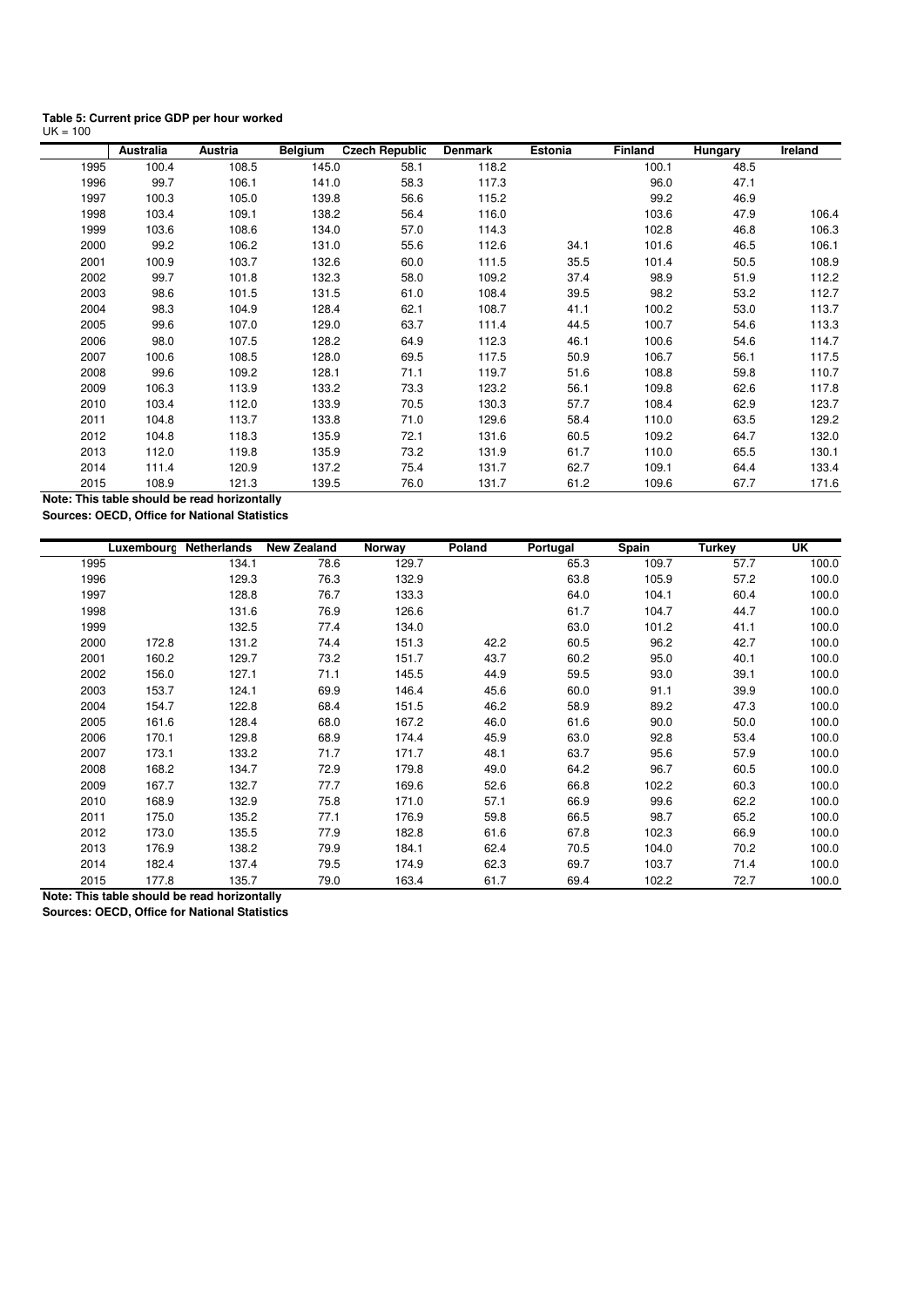**Table 5: Current price GDP per hour worked**
UK = 100

| | Australia | Austria | Belgium | Czech Republic | Denmark | Estonia | Finland | Hungary | Ireland |
|---|---|---|---|---|---|---|---|---|---|
| 1995 | 100.4 | 108.5 | 145.0 | 58.1 | 118.2 | | 100.1 | 48.5 | |
| 1996 | 99.7 | 106.1 | 141.0 | 58.3 | 117.3 | | 96.0 | 47.1 | |
| 1997 | 100.3 | 105.0 | 139.8 | 56.6 | 115.2 | | 99.2 | 46.9 | |
| 1998 | 103.4 | 109.1 | 138.2 | 56.4 | 116.0 | | 103.6 | 47.9 | 106.4 |
| 1999 | 103.6 | 108.6 | 134.0 | 57.0 | 114.3 | | 102.8 | 46.8 | 106.3 |
| 2000 | 99.2 | 106.2 | 131.0 | 55.6 | 112.6 | 34.1 | 101.6 | 46.5 | 106.1 |
| 2001 | 100.9 | 103.7 | 132.6 | 60.0 | 111.5 | 35.5 | 101.4 | 50.5 | 108.9 |
| 2002 | 99.7 | 101.8 | 132.3 | 58.0 | 109.2 | 37.4 | 98.9 | 51.9 | 112.2 |
| 2003 | 98.6 | 101.5 | 131.5 | 61.0 | 108.4 | 39.5 | 98.2 | 53.2 | 112.7 |
| 2004 | 98.3 | 104.9 | 128.4 | 62.1 | 108.7 | 41.1 | 100.2 | 53.0 | 113.7 |
| 2005 | 99.6 | 107.0 | 129.0 | 63.7 | 111.4 | 44.5 | 100.7 | 54.6 | 113.3 |
| 2006 | 98.0 | 107.5 | 128.2 | 64.9 | 112.3 | 46.1 | 100.6 | 54.6 | 114.7 |
| 2007 | 100.6 | 108.5 | 128.0 | 69.5 | 117.5 | 50.9 | 106.7 | 56.1 | 117.5 |
| 2008 | 99.6 | 109.2 | 128.1 | 71.1 | 119.7 | 51.6 | 108.8 | 59.8 | 110.7 |
| 2009 | 106.3 | 113.9 | 133.2 | 73.3 | 123.2 | 56.1 | 109.8 | 62.6 | 117.8 |
| 2010 | 103.4 | 112.0 | 133.9 | 70.5 | 130.3 | 57.7 | 108.4 | 62.9 | 123.7 |
| 2011 | 104.8 | 113.7 | 133.8 | 71.0 | 129.6 | 58.4 | 110.0 | 63.5 | 129.2 |
| 2012 | 104.8 | 118.3 | 135.9 | 72.1 | 131.6 | 60.5 | 109.2 | 64.7 | 132.0 |
| 2013 | 112.0 | 119.8 | 135.9 | 73.2 | 131.9 | 61.7 | 110.0 | 65.5 | 130.1 |
| 2014 | 111.4 | 120.9 | 137.2 | 75.4 | 131.7 | 62.7 | 109.1 | 64.4 | 133.4 |
| 2015 | 108.9 | 121.3 | 139.5 | 76.0 | 131.7 | 61.2 | 109.6 | 67.7 | 171.6 |

**Note: This table should be read horizontally**
**Sources: OECD, Office for National Statistics**

| | Luxembourg | Netherlands | New Zealand | Norway | Poland | Portugal | Spain | Turkey | UK |
|---|---|---|---|---|---|---|---|---|---|
| 1995 | | 134.1 | 78.6 | 129.7 | | 65.3 | 109.7 | 57.7 | 100.0 |
| 1996 | | 129.3 | 76.3 | 132.9 | | 63.8 | 105.9 | 57.2 | 100.0 |
| 1997 | | 128.8 | 76.7 | 133.3 | | 64.0 | 104.1 | 60.4 | 100.0 |
| 1998 | | 131.6 | 76.9 | 126.6 | | 61.7 | 104.7 | 44.7 | 100.0 |
| 1999 | | 132.5 | 77.4 | 134.0 | | 63.0 | 101.2 | 41.1 | 100.0 |
| 2000 | 172.8 | 131.2 | 74.4 | 151.3 | 42.2 | 60.5 | 96.2 | 42.7 | 100.0 |
| 2001 | 160.2 | 129.7 | 73.2 | 151.7 | 43.7 | 60.2 | 95.0 | 40.1 | 100.0 |
| 2002 | 156.0 | 127.1 | 71.1 | 145.5 | 44.9 | 59.5 | 93.0 | 39.1 | 100.0 |
| 2003 | 153.7 | 124.1 | 69.9 | 146.4 | 45.6 | 60.0 | 91.1 | 39.9 | 100.0 |
| 2004 | 154.7 | 122.8 | 68.4 | 151.5 | 46.2 | 58.9 | 89.2 | 47.3 | 100.0 |
| 2005 | 161.6 | 128.4 | 68.0 | 167.2 | 46.0 | 61.6 | 90.0 | 50.0 | 100.0 |
| 2006 | 170.1 | 129.8 | 68.9 | 174.4 | 45.9 | 63.0 | 92.8 | 53.4 | 100.0 |
| 2007 | 173.1 | 133.2 | 71.7 | 171.7 | 48.1 | 63.7 | 95.6 | 57.9 | 100.0 |
| 2008 | 168.2 | 134.7 | 72.9 | 179.8 | 49.0 | 64.2 | 96.7 | 60.5 | 100.0 |
| 2009 | 167.7 | 132.7 | 77.7 | 169.6 | 52.6 | 66.8 | 102.2 | 60.3 | 100.0 |
| 2010 | 168.9 | 132.9 | 75.8 | 171.0 | 57.1 | 66.9 | 99.6 | 62.2 | 100.0 |
| 2011 | 175.0 | 135.2 | 77.1 | 176.9 | 59.8 | 66.5 | 98.7 | 65.2 | 100.0 |
| 2012 | 173.0 | 135.5 | 77.9 | 182.8 | 61.6 | 67.8 | 102.3 | 66.9 | 100.0 |
| 2013 | 176.9 | 138.2 | 79.9 | 184.1 | 62.4 | 70.5 | 104.0 | 70.2 | 100.0 |
| 2014 | 182.4 | 137.4 | 79.5 | 174.9 | 62.3 | 69.7 | 103.7 | 71.4 | 100.0 |
| 2015 | 177.8 | 135.7 | 79.0 | 163.4 | 61.7 | 69.4 | 102.2 | 72.7 | 100.0 |

**Note: This table should be read horizontally**
**Sources: OECD, Office for National Statistics**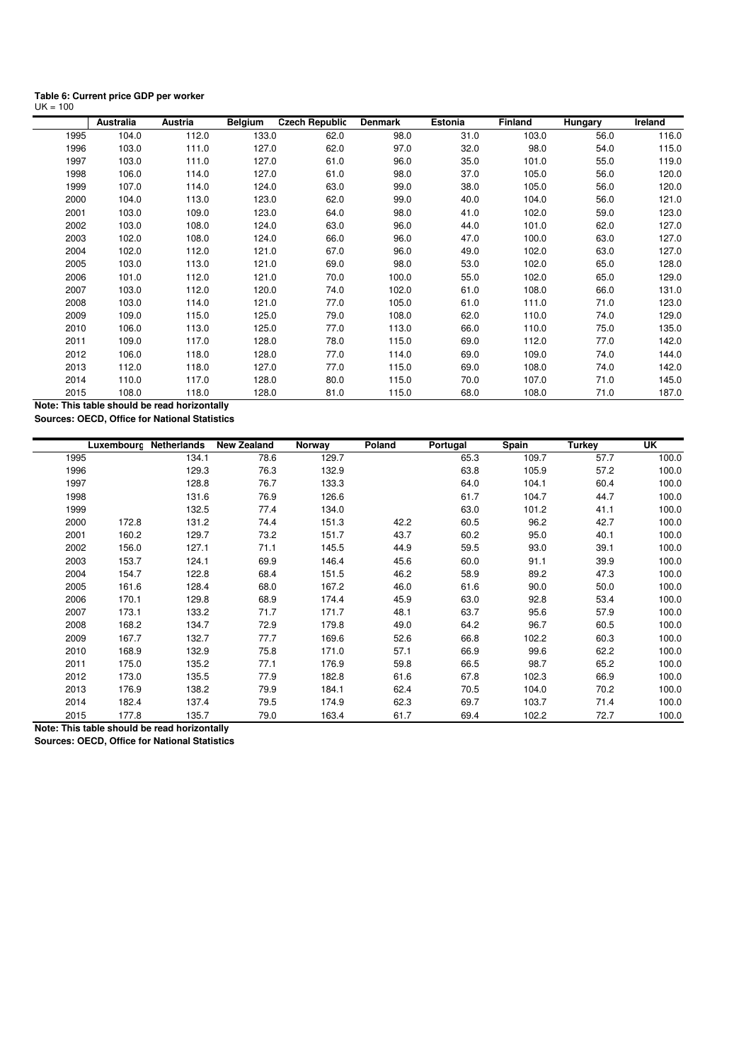**Table 6: Current price GDP per worker**
UK = 100

| | Australia | Austria | Belgium | Czech Republic | Denmark | Estonia | Finland | Hungary | Ireland |
|---|---|---|---|---|---|---|---|---|---|
| 1995 | 104.0 | 112.0 | 133.0 | 62.0 | 98.0 | 31.0 | 103.0 | 56.0 | 116.0 |
| 1996 | 103.0 | 111.0 | 127.0 | 62.0 | 97.0 | 32.0 | 98.0 | 54.0 | 115.0 |
| 1997 | 103.0 | 111.0 | 127.0 | 61.0 | 96.0 | 35.0 | 101.0 | 55.0 | 119.0 |
| 1998 | 106.0 | 114.0 | 127.0 | 61.0 | 98.0 | 37.0 | 105.0 | 56.0 | 120.0 |
| 1999 | 107.0 | 114.0 | 124.0 | 63.0 | 99.0 | 38.0 | 105.0 | 56.0 | 120.0 |
| 2000 | 104.0 | 113.0 | 123.0 | 62.0 | 99.0 | 40.0 | 104.0 | 56.0 | 121.0 |
| 2001 | 103.0 | 109.0 | 123.0 | 64.0 | 98.0 | 41.0 | 102.0 | 59.0 | 123.0 |
| 2002 | 103.0 | 108.0 | 124.0 | 63.0 | 96.0 | 44.0 | 101.0 | 62.0 | 127.0 |
| 2003 | 102.0 | 108.0 | 124.0 | 66.0 | 96.0 | 47.0 | 100.0 | 63.0 | 127.0 |
| 2004 | 102.0 | 112.0 | 121.0 | 67.0 | 96.0 | 49.0 | 102.0 | 63.0 | 127.0 |
| 2005 | 103.0 | 113.0 | 121.0 | 69.0 | 98.0 | 53.0 | 102.0 | 65.0 | 128.0 |
| 2006 | 101.0 | 112.0 | 121.0 | 70.0 | 100.0 | 55.0 | 102.0 | 65.0 | 129.0 |
| 2007 | 103.0 | 112.0 | 120.0 | 74.0 | 102.0 | 61.0 | 108.0 | 66.0 | 131.0 |
| 2008 | 103.0 | 114.0 | 121.0 | 77.0 | 105.0 | 61.0 | 111.0 | 71.0 | 123.0 |
| 2009 | 109.0 | 115.0 | 125.0 | 79.0 | 108.0 | 62.0 | 110.0 | 74.0 | 129.0 |
| 2010 | 106.0 | 113.0 | 125.0 | 77.0 | 113.0 | 66.0 | 110.0 | 75.0 | 135.0 |
| 2011 | 109.0 | 117.0 | 128.0 | 78.0 | 115.0 | 69.0 | 112.0 | 77.0 | 142.0 |
| 2012 | 106.0 | 118.0 | 128.0 | 77.0 | 114.0 | 69.0 | 109.0 | 74.0 | 144.0 |
| 2013 | 112.0 | 118.0 | 127.0 | 77.0 | 115.0 | 69.0 | 108.0 | 74.0 | 142.0 |
| 2014 | 110.0 | 117.0 | 128.0 | 80.0 | 115.0 | 70.0 | 107.0 | 71.0 | 145.0 |
| 2015 | 108.0 | 118.0 | 128.0 | 81.0 | 115.0 | 68.0 | 108.0 | 71.0 | 187.0 |

**Note: This table should be read horizontally**

**Sources: OECD, Office for National Statistics**

| | Luxembourg | Netherlands | New Zealand | Norway | Poland | Portugal | Spain | Turkey | UK |
|---|---|---|---|---|---|---|---|---|---|
| 1995 | | 134.1 | 78.6 | 129.7 | | 65.3 | 109.7 | 57.7 | 100.0 |
| 1996 | | 129.3 | 76.3 | 132.9 | | 63.8 | 105.9 | 57.2 | 100.0 |
| 1997 | | 128.8 | 76.7 | 133.3 | | 64.0 | 104.1 | 60.4 | 100.0 |
| 1998 | | 131.6 | 76.9 | 126.6 | | 61.7 | 104.7 | 44.7 | 100.0 |
| 1999 | | 132.5 | 77.4 | 134.0 | | 63.0 | 101.2 | 41.1 | 100.0 |
| 2000 | 172.8 | 131.2 | 74.4 | 151.3 | 42.2 | 60.5 | 96.2 | 42.7 | 100.0 |
| 2001 | 160.2 | 129.7 | 73.2 | 151.7 | 43.7 | 60.2 | 95.0 | 40.1 | 100.0 |
| 2002 | 156.0 | 127.1 | 71.1 | 145.5 | 44.9 | 59.5 | 93.0 | 39.1 | 100.0 |
| 2003 | 153.7 | 124.1 | 69.9 | 146.4 | 45.6 | 60.0 | 91.1 | 39.9 | 100.0 |
| 2004 | 154.7 | 122.8 | 68.4 | 151.5 | 46.2 | 58.9 | 89.2 | 47.3 | 100.0 |
| 2005 | 161.6 | 128.4 | 68.0 | 167.2 | 46.0 | 61.6 | 90.0 | 50.0 | 100.0 |
| 2006 | 170.1 | 129.8 | 68.9 | 174.4 | 45.9 | 63.0 | 92.8 | 53.4 | 100.0 |
| 2007 | 173.1 | 133.2 | 71.7 | 171.7 | 48.1 | 63.7 | 95.6 | 57.9 | 100.0 |
| 2008 | 168.2 | 134.7 | 72.9 | 179.8 | 49.0 | 64.2 | 96.7 | 60.5 | 100.0 |
| 2009 | 167.7 | 132.7 | 77.7 | 169.6 | 52.6 | 66.8 | 102.2 | 60.3 | 100.0 |
| 2010 | 168.9 | 132.9 | 75.8 | 171.0 | 57.1 | 66.9 | 99.6 | 62.2 | 100.0 |
| 2011 | 175.0 | 135.2 | 77.1 | 176.9 | 59.8 | 66.5 | 98.7 | 65.2 | 100.0 |
| 2012 | 173.0 | 135.5 | 77.9 | 182.8 | 61.6 | 67.8 | 102.3 | 66.9 | 100.0 |
| 2013 | 176.9 | 138.2 | 79.9 | 184.1 | 62.4 | 70.5 | 104.0 | 70.2 | 100.0 |
| 2014 | 182.4 | 137.4 | 79.5 | 174.9 | 62.3 | 69.7 | 103.7 | 71.4 | 100.0 |
| 2015 | 177.8 | 135.7 | 79.0 | 163.4 | 61.7 | 69.4 | 102.2 | 72.7 | 100.0 |

**Note: This table should be read horizontally**

**Sources: OECD, Office for National Statistics**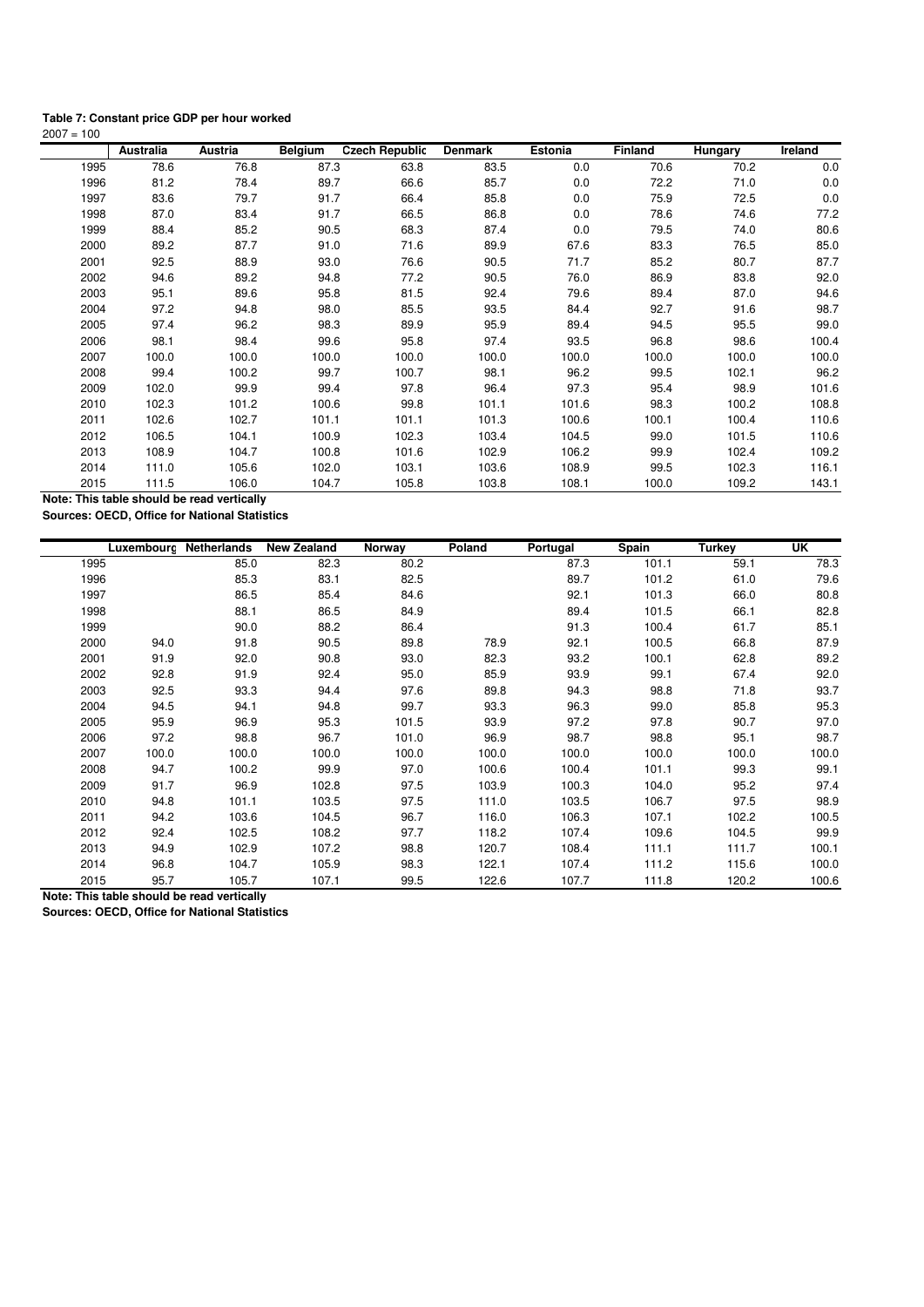**Table 7: Constant price GDP per hour worked**

2007 = 100

| | Australia | Austria | Belgium | Czech Republic | Denmark | Estonia | Finland | Hungary | Ireland |
|---|---|---|---|---|---|---|---|---|---|
| 1995 | 78.6 | 76.8 | 87.3 | 63.8 | 83.5 | 0.0 | 70.6 | 70.2 | 0.0 |
| 1996 | 81.2 | 78.4 | 89.7 | 66.6 | 85.7 | 0.0 | 72.2 | 71.0 | 0.0 |
| 1997 | 83.6 | 79.7 | 91.7 | 66.4 | 85.8 | 0.0 | 75.9 | 72.5 | 0.0 |
| 1998 | 87.0 | 83.4 | 91.7 | 66.5 | 86.8 | 0.0 | 78.6 | 74.6 | 77.2 |
| 1999 | 88.4 | 85.2 | 90.5 | 68.3 | 87.4 | 0.0 | 79.5 | 74.0 | 80.6 |
| 2000 | 89.2 | 87.7 | 91.0 | 71.6 | 89.9 | 67.6 | 83.3 | 76.5 | 85.0 |
| 2001 | 92.5 | 88.9 | 93.0 | 76.6 | 90.5 | 71.7 | 85.2 | 80.7 | 87.7 |
| 2002 | 94.6 | 89.2 | 94.8 | 77.2 | 90.5 | 76.0 | 86.9 | 83.8 | 92.0 |
| 2003 | 95.1 | 89.6 | 95.8 | 81.5 | 92.4 | 79.6 | 89.4 | 87.0 | 94.6 |
| 2004 | 97.2 | 94.8 | 98.0 | 85.5 | 93.5 | 84.4 | 92.7 | 91.6 | 98.7 |
| 2005 | 97.4 | 96.2 | 98.3 | 89.9 | 95.9 | 89.4 | 94.5 | 95.5 | 99.0 |
| 2006 | 98.1 | 98.4 | 99.6 | 95.8 | 97.4 | 93.5 | 96.8 | 98.6 | 100.4 |
| 2007 | 100.0 | 100.0 | 100.0 | 100.0 | 100.0 | 100.0 | 100.0 | 100.0 | 100.0 |
| 2008 | 99.4 | 100.2 | 99.7 | 100.7 | 98.1 | 96.2 | 99.5 | 102.1 | 96.2 |
| 2009 | 102.0 | 99.9 | 99.4 | 97.8 | 96.4 | 97.3 | 95.4 | 98.9 | 101.6 |
| 2010 | 102.3 | 101.2 | 100.6 | 99.8 | 101.1 | 101.6 | 98.3 | 100.2 | 108.8 |
| 2011 | 102.6 | 102.7 | 101.1 | 101.1 | 101.3 | 100.6 | 100.1 | 100.4 | 110.6 |
| 2012 | 106.5 | 104.1 | 100.9 | 102.3 | 103.4 | 104.5 | 99.0 | 101.5 | 110.6 |
| 2013 | 108.9 | 104.7 | 100.8 | 101.6 | 102.9 | 106.2 | 99.9 | 102.4 | 109.2 |
| 2014 | 111.0 | 105.6 | 102.0 | 103.1 | 103.6 | 108.9 | 99.5 | 102.3 | 116.1 |
| 2015 | 111.5 | 106.0 | 104.7 | 105.8 | 103.8 | 108.1 | 100.0 | 109.2 | 143.1 |

**Note: This table should be read vertically**

**Sources: OECD, Office for National Statistics**

| | Luxembourg | Netherlands | New Zealand | Norway | Poland | Portugal | Spain | Turkey | UK |
|---|---|---|---|---|---|---|---|---|---|
| 1995 | | 85.0 | 82.3 | 80.2 | | 87.3 | 101.1 | 59.1 | 78.3 |
| 1996 | | 85.3 | 83.1 | 82.5 | | 89.7 | 101.2 | 61.0 | 79.6 |
| 1997 | | 86.5 | 85.4 | 84.6 | | 92.1 | 101.3 | 66.0 | 80.8 |
| 1998 | | 88.1 | 86.5 | 84.9 | | 89.4 | 101.5 | 66.1 | 82.8 |
| 1999 | | 90.0 | 88.2 | 86.4 | | 91.3 | 100.4 | 61.7 | 85.1 |
| 2000 | 94.0 | 91.8 | 90.5 | 89.8 | 78.9 | 92.1 | 100.5 | 66.8 | 87.9 |
| 2001 | 91.9 | 92.0 | 90.8 | 93.0 | 82.3 | 93.2 | 100.1 | 62.8 | 89.2 |
| 2002 | 92.8 | 91.9 | 92.4 | 95.0 | 85.9 | 93.9 | 99.1 | 67.4 | 92.0 |
| 2003 | 92.5 | 93.3 | 94.4 | 97.6 | 89.8 | 94.3 | 98.8 | 71.8 | 93.7 |
| 2004 | 94.5 | 94.1 | 94.8 | 99.7 | 93.3 | 96.3 | 99.0 | 85.8 | 95.3 |
| 2005 | 95.9 | 96.9 | 95.3 | 101.5 | 93.9 | 97.2 | 97.8 | 90.7 | 97.0 |
| 2006 | 97.2 | 98.8 | 96.7 | 101.0 | 96.9 | 98.7 | 98.8 | 95.1 | 98.7 |
| 2007 | 100.0 | 100.0 | 100.0 | 100.0 | 100.0 | 100.0 | 100.0 | 100.0 | 100.0 |
| 2008 | 94.7 | 100.2 | 99.9 | 97.0 | 100.6 | 100.4 | 101.1 | 99.3 | 99.1 |
| 2009 | 91.7 | 96.9 | 102.8 | 97.5 | 103.9 | 100.3 | 104.0 | 95.2 | 97.4 |
| 2010 | 94.8 | 101.1 | 103.5 | 97.5 | 111.0 | 103.5 | 106.7 | 97.5 | 98.9 |
| 2011 | 94.2 | 103.6 | 104.5 | 96.7 | 116.0 | 106.3 | 107.1 | 102.2 | 100.5 |
| 2012 | 92.4 | 102.5 | 108.2 | 97.7 | 118.2 | 107.4 | 109.6 | 104.5 | 99.9 |
| 2013 | 94.9 | 102.9 | 107.2 | 98.8 | 120.7 | 108.4 | 111.1 | 111.7 | 100.1 |
| 2014 | 96.8 | 104.7 | 105.9 | 98.3 | 122.1 | 107.4 | 111.2 | 115.6 | 100.0 |
| 2015 | 95.7 | 105.7 | 107.1 | 99.5 | 122.6 | 107.7 | 111.8 | 120.2 | 100.6 |

**Note: This table should be read vertically**

**Sources: OECD, Office for National Statistics**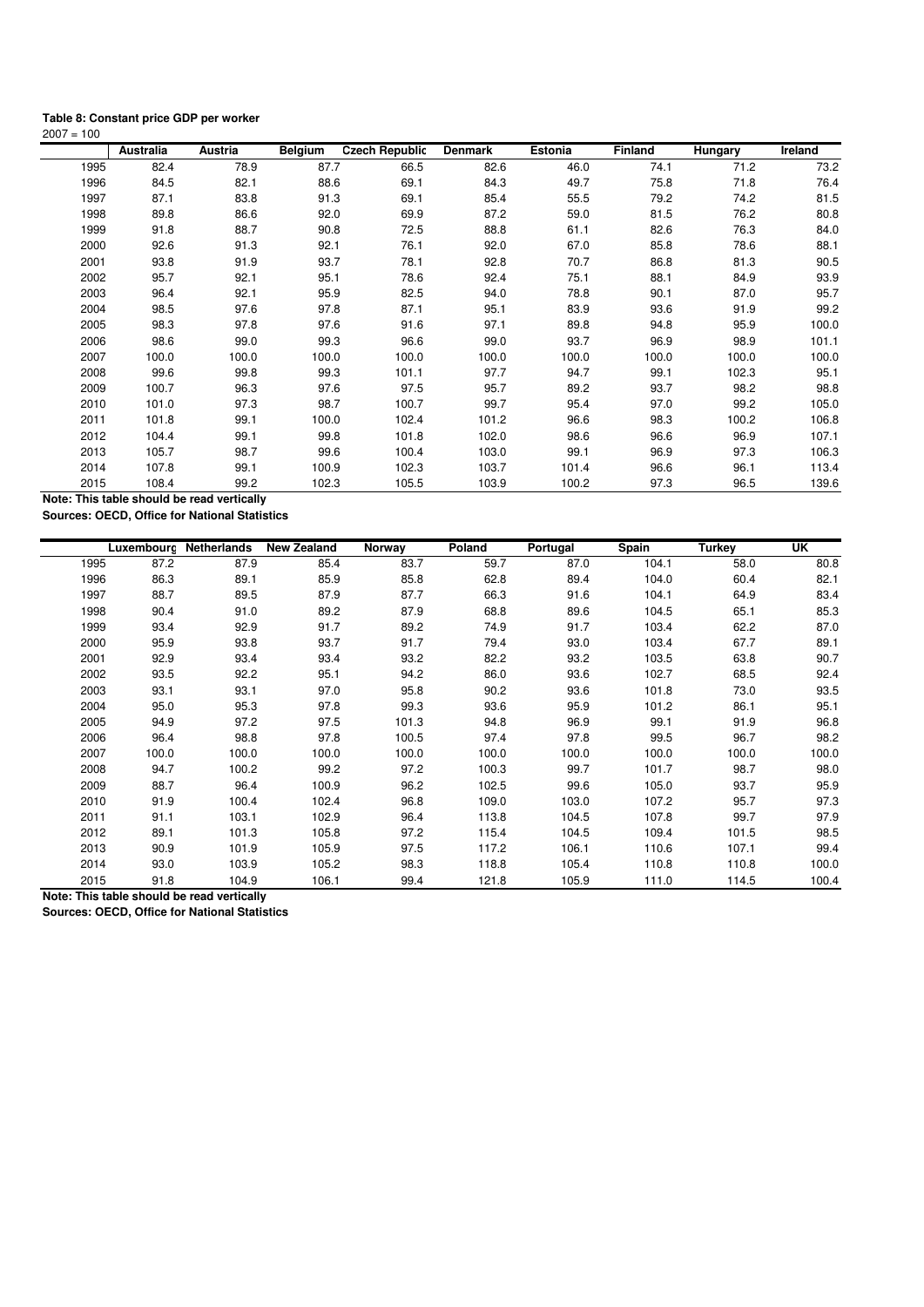**Table 8: Constant price GDP per worker**

2007 = 100

| | Australia | Austria | Belgium | Czech Republic | Denmark | Estonia | Finland | Hungary | Ireland |
|---|---|---|---|---|---|---|---|---|---|
| 1995 | 82.4 | 78.9 | 87.7 | 66.5 | 82.6 | 46.0 | 74.1 | 71.2 | 73.2 |
| 1996 | 84.5 | 82.1 | 88.6 | 69.1 | 84.3 | 49.7 | 75.8 | 71.8 | 76.4 |
| 1997 | 87.1 | 83.8 | 91.3 | 69.1 | 85.4 | 55.5 | 79.2 | 74.2 | 81.5 |
| 1998 | 89.8 | 86.6 | 92.0 | 69.9 | 87.2 | 59.0 | 81.5 | 76.2 | 80.8 |
| 1999 | 91.8 | 88.7 | 90.8 | 72.5 | 88.8 | 61.1 | 82.6 | 76.3 | 84.0 |
| 2000 | 92.6 | 91.3 | 92.1 | 76.1 | 92.0 | 67.0 | 85.8 | 78.6 | 88.1 |
| 2001 | 93.8 | 91.9 | 93.7 | 78.1 | 92.8 | 70.7 | 86.8 | 81.3 | 90.5 |
| 2002 | 95.7 | 92.1 | 95.1 | 78.6 | 92.4 | 75.1 | 88.1 | 84.9 | 93.9 |
| 2003 | 96.4 | 92.1 | 95.9 | 82.5 | 94.0 | 78.8 | 90.1 | 87.0 | 95.7 |
| 2004 | 98.5 | 97.6 | 97.8 | 87.1 | 95.1 | 83.9 | 93.6 | 91.9 | 99.2 |
| 2005 | 98.3 | 97.8 | 97.6 | 91.6 | 97.1 | 89.8 | 94.8 | 95.9 | 100.0 |
| 2006 | 98.6 | 99.0 | 99.3 | 96.6 | 99.0 | 93.7 | 96.9 | 98.9 | 101.1 |
| 2007 | 100.0 | 100.0 | 100.0 | 100.0 | 100.0 | 100.0 | 100.0 | 100.0 | 100.0 |
| 2008 | 99.6 | 99.8 | 99.3 | 101.1 | 97.7 | 94.7 | 99.1 | 102.3 | 95.1 |
| 2009 | 100.7 | 96.3 | 97.6 | 97.5 | 95.7 | 89.2 | 93.7 | 98.2 | 98.8 |
| 2010 | 101.0 | 97.3 | 98.7 | 100.7 | 99.7 | 95.4 | 97.0 | 99.2 | 105.0 |
| 2011 | 101.8 | 99.1 | 100.0 | 102.4 | 101.2 | 96.6 | 98.3 | 100.2 | 106.8 |
| 2012 | 104.4 | 99.1 | 99.8 | 101.8 | 102.0 | 98.6 | 96.6 | 96.9 | 107.1 |
| 2013 | 105.7 | 98.7 | 99.6 | 100.4 | 103.0 | 99.1 | 96.9 | 97.3 | 106.3 |
| 2014 | 107.8 | 99.1 | 100.9 | 102.3 | 103.7 | 101.4 | 96.6 | 96.1 | 113.4 |
| 2015 | 108.4 | 99.2 | 102.3 | 105.5 | 103.9 | 100.2 | 97.3 | 96.5 | 139.6 |

**Note: This table should be read vertically**

**Sources: OECD, Office for National Statistics**

| | Luxembourg | Netherlands | New Zealand | Norway | Poland | Portugal | Spain | Turkey | UK |
|---|---|---|---|---|---|---|---|---|---|
| 1995 | 87.2 | 87.9 | 85.4 | 83.7 | 59.7 | 87.0 | 104.1 | 58.0 | 80.8 |
| 1996 | 86.3 | 89.1 | 85.9 | 85.8 | 62.8 | 89.4 | 104.0 | 60.4 | 82.1 |
| 1997 | 88.7 | 89.5 | 87.9 | 87.7 | 66.3 | 91.6 | 104.1 | 64.9 | 83.4 |
| 1998 | 90.4 | 91.0 | 89.2 | 87.9 | 68.8 | 89.6 | 104.5 | 65.1 | 85.3 |
| 1999 | 93.4 | 92.9 | 91.7 | 89.2 | 74.9 | 91.7 | 103.4 | 62.2 | 87.0 |
| 2000 | 95.9 | 93.8 | 93.7 | 91.7 | 79.4 | 93.0 | 103.4 | 67.7 | 89.1 |
| 2001 | 92.9 | 93.4 | 93.4 | 93.2 | 82.2 | 93.2 | 103.5 | 63.8 | 90.7 |
| 2002 | 93.5 | 92.2 | 95.1 | 94.2 | 86.0 | 93.6 | 102.7 | 68.5 | 92.4 |
| 2003 | 93.1 | 93.1 | 97.0 | 95.8 | 90.2 | 93.6 | 101.8 | 73.0 | 93.5 |
| 2004 | 95.0 | 95.3 | 97.8 | 99.3 | 93.6 | 95.9 | 101.2 | 86.1 | 95.1 |
| 2005 | 94.9 | 97.2 | 97.5 | 101.3 | 94.8 | 96.9 | 99.1 | 91.9 | 96.8 |
| 2006 | 96.4 | 98.8 | 97.8 | 100.5 | 97.4 | 97.8 | 99.5 | 96.7 | 98.2 |
| 2007 | 100.0 | 100.0 | 100.0 | 100.0 | 100.0 | 100.0 | 100.0 | 100.0 | 100.0 |
| 2008 | 94.7 | 100.2 | 99.2 | 97.2 | 100.3 | 99.7 | 101.7 | 98.7 | 98.0 |
| 2009 | 88.7 | 96.4 | 100.9 | 96.2 | 102.5 | 99.6 | 105.0 | 93.7 | 95.9 |
| 2010 | 91.9 | 100.4 | 102.4 | 96.8 | 109.0 | 103.0 | 107.2 | 95.7 | 97.3 |
| 2011 | 91.1 | 103.1 | 102.9 | 96.4 | 113.8 | 104.5 | 107.8 | 99.7 | 97.9 |
| 2012 | 89.1 | 101.3 | 105.8 | 97.2 | 115.4 | 104.5 | 109.4 | 101.5 | 98.5 |
| 2013 | 90.9 | 101.9 | 105.9 | 97.5 | 117.2 | 106.1 | 110.6 | 107.1 | 99.4 |
| 2014 | 93.0 | 103.9 | 105.2 | 98.3 | 118.8 | 105.4 | 110.8 | 110.8 | 100.0 |
| 2015 | 91.8 | 104.9 | 106.1 | 99.4 | 121.8 | 105.9 | 111.0 | 114.5 | 100.4 |

**Note: This table should be read vertically**

**Sources: OECD, Office for National Statistics**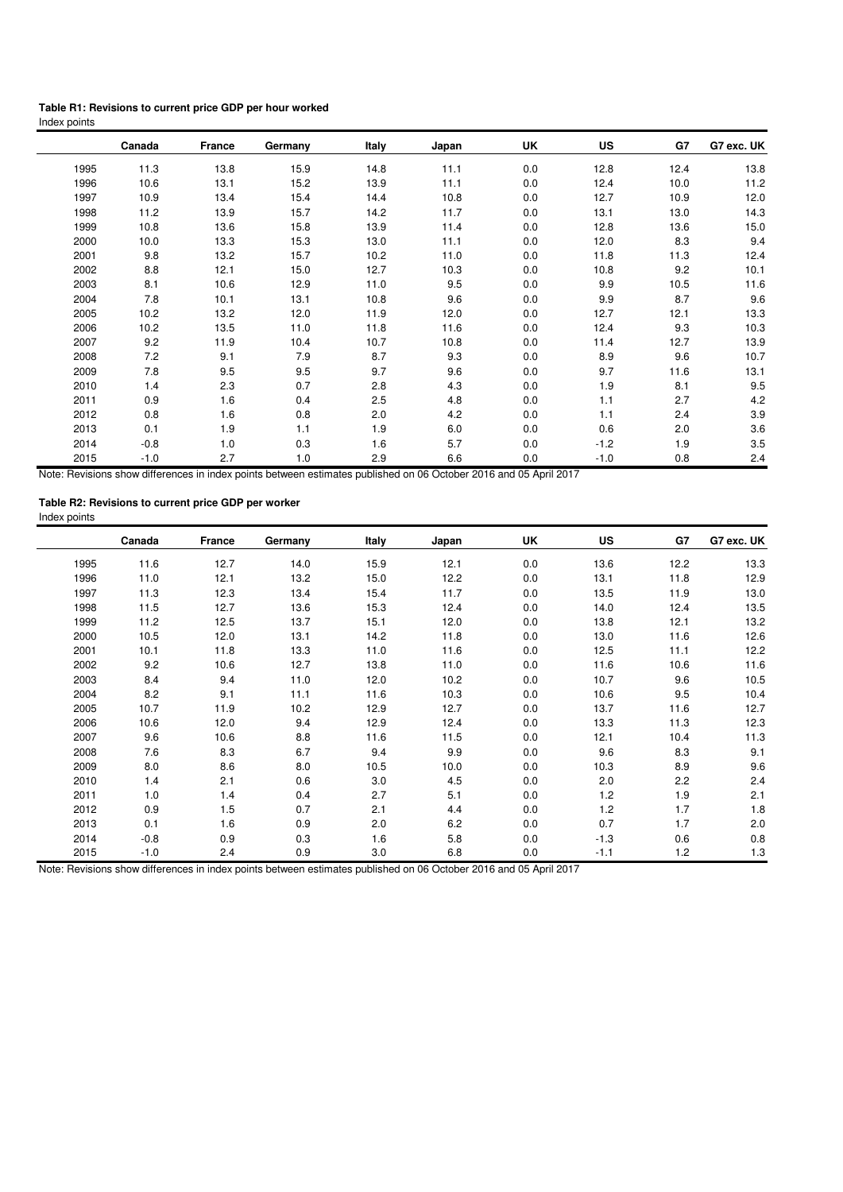**Table R1: Revisions to current price GDP per hour worked**

Index points

| | Canada | France | Germany | Italy | Japan | UK | US | G7 | G7 exc. UK |
|---|---|---|---|---|---|---|---|---|---|
| 1995 | 11.3 | 13.8 | 15.9 | 14.8 | 11.1 | 0.0 | 12.8 | 12.4 | 13.8 |
| 1996 | 10.6 | 13.1 | 15.2 | 13.9 | 11.1 | 0.0 | 12.4 | 10.0 | 11.2 |
| 1997 | 10.9 | 13.4 | 15.4 | 14.4 | 10.8 | 0.0 | 12.7 | 10.9 | 12.0 |
| 1998 | 11.2 | 13.9 | 15.7 | 14.2 | 11.7 | 0.0 | 13.1 | 13.0 | 14.3 |
| 1999 | 10.8 | 13.6 | 15.8 | 13.9 | 11.4 | 0.0 | 12.8 | 13.6 | 15.0 |
| 2000 | 10.0 | 13.3 | 15.3 | 13.0 | 11.1 | 0.0 | 12.0 | 8.3 | 9.4 |
| 2001 | 9.8 | 13.2 | 15.7 | 10.2 | 11.0 | 0.0 | 11.8 | 11.3 | 12.4 |
| 2002 | 8.8 | 12.1 | 15.0 | 12.7 | 10.3 | 0.0 | 10.8 | 9.2 | 10.1 |
| 2003 | 8.1 | 10.6 | 12.9 | 11.0 | 9.5 | 0.0 | 9.9 | 10.5 | 11.6 |
| 2004 | 7.8 | 10.1 | 13.1 | 10.8 | 9.6 | 0.0 | 9.9 | 8.7 | 9.6 |
| 2005 | 10.2 | 13.2 | 12.0 | 11.9 | 12.0 | 0.0 | 12.7 | 12.1 | 13.3 |
| 2006 | 10.2 | 13.5 | 11.0 | 11.8 | 11.6 | 0.0 | 12.4 | 9.3 | 10.3 |
| 2007 | 9.2 | 11.9 | 10.4 | 10.7 | 10.8 | 0.0 | 11.4 | 12.7 | 13.9 |
| 2008 | 7.2 | 9.1 | 7.9 | 8.7 | 9.3 | 0.0 | 8.9 | 9.6 | 10.7 |
| 2009 | 7.8 | 9.5 | 9.5 | 9.7 | 9.6 | 0.0 | 9.7 | 11.6 | 13.1 |
| 2010 | 1.4 | 2.3 | 0.7 | 2.8 | 4.3 | 0.0 | 1.9 | 8.1 | 9.5 |
| 2011 | 0.9 | 1.6 | 0.4 | 2.5 | 4.8 | 0.0 | 1.1 | 2.7 | 4.2 |
| 2012 | 0.8 | 1.6 | 0.8 | 2.0 | 4.2 | 0.0 | 1.1 | 2.4 | 3.9 |
| 2013 | 0.1 | 1.9 | 1.1 | 1.9 | 6.0 | 0.0 | 0.6 | 2.0 | 3.6 |
| 2014 | -0.8 | 1.0 | 0.3 | 1.6 | 5.7 | 0.0 | -1.2 | 1.9 | 3.5 |
| 2015 | -1.0 | 2.7 | 1.0 | 2.9 | 6.6 | 0.0 | -1.0 | 0.8 | 2.4 |

Note: Revisions show differences in index points between estimates published on 06 October 2016 and 05 April 2017

**Table R2: Revisions to current price GDP per worker**

Index points

| | Canada | France | Germany | Italy | Japan | UK | US | G7 | G7 exc. UK |
|---|---|---|---|---|---|---|---|---|---|
| 1995 | 11.6 | 12.7 | 14.0 | 15.9 | 12.1 | 0.0 | 13.6 | 12.2 | 13.3 |
| 1996 | 11.0 | 12.1 | 13.2 | 15.0 | 12.2 | 0.0 | 13.1 | 11.8 | 12.9 |
| 1997 | 11.3 | 12.3 | 13.4 | 15.4 | 11.7 | 0.0 | 13.5 | 11.9 | 13.0 |
| 1998 | 11.5 | 12.7 | 13.6 | 15.3 | 12.4 | 0.0 | 14.0 | 12.4 | 13.5 |
| 1999 | 11.2 | 12.5 | 13.7 | 15.1 | 12.0 | 0.0 | 13.8 | 12.1 | 13.2 |
| 2000 | 10.5 | 12.0 | 13.1 | 14.2 | 11.8 | 0.0 | 13.0 | 11.6 | 12.6 |
| 2001 | 10.1 | 11.8 | 13.3 | 11.0 | 11.6 | 0.0 | 12.5 | 11.1 | 12.2 |
| 2002 | 9.2 | 10.6 | 12.7 | 13.8 | 11.0 | 0.0 | 11.6 | 10.6 | 11.6 |
| 2003 | 8.4 | 9.4 | 11.0 | 12.0 | 10.2 | 0.0 | 10.7 | 9.6 | 10.5 |
| 2004 | 8.2 | 9.1 | 11.1 | 11.6 | 10.3 | 0.0 | 10.6 | 9.5 | 10.4 |
| 2005 | 10.7 | 11.9 | 10.2 | 12.9 | 12.7 | 0.0 | 13.7 | 11.6 | 12.7 |
| 2006 | 10.6 | 12.0 | 9.4 | 12.9 | 12.4 | 0.0 | 13.3 | 11.3 | 12.3 |
| 2007 | 9.6 | 10.6 | 8.8 | 11.6 | 11.5 | 0.0 | 12.1 | 10.4 | 11.3 |
| 2008 | 7.6 | 8.3 | 6.7 | 9.4 | 9.9 | 0.0 | 9.6 | 8.3 | 9.1 |
| 2009 | 8.0 | 8.6 | 8.0 | 10.5 | 10.0 | 0.0 | 10.3 | 8.9 | 9.6 |
| 2010 | 1.4 | 2.1 | 0.6 | 3.0 | 4.5 | 0.0 | 2.0 | 2.2 | 2.4 |
| 2011 | 1.0 | 1.4 | 0.4 | 2.7 | 5.1 | 0.0 | 1.2 | 1.9 | 2.1 |
| 2012 | 0.9 | 1.5 | 0.7 | 2.1 | 4.4 | 0.0 | 1.2 | 1.7 | 1.8 |
| 2013 | 0.1 | 1.6 | 0.9 | 2.0 | 6.2 | 0.0 | 0.7 | 1.7 | 2.0 |
| 2014 | -0.8 | 0.9 | 0.3 | 1.6 | 5.8 | 0.0 | -1.3 | 0.6 | 0.8 |
| 2015 | -1.0 | 2.4 | 0.9 | 3.0 | 6.8 | 0.0 | -1.1 | 1.2 | 1.3 |

Note: Revisions show differences in index points between estimates published on 06 October 2016 and 05 April 2017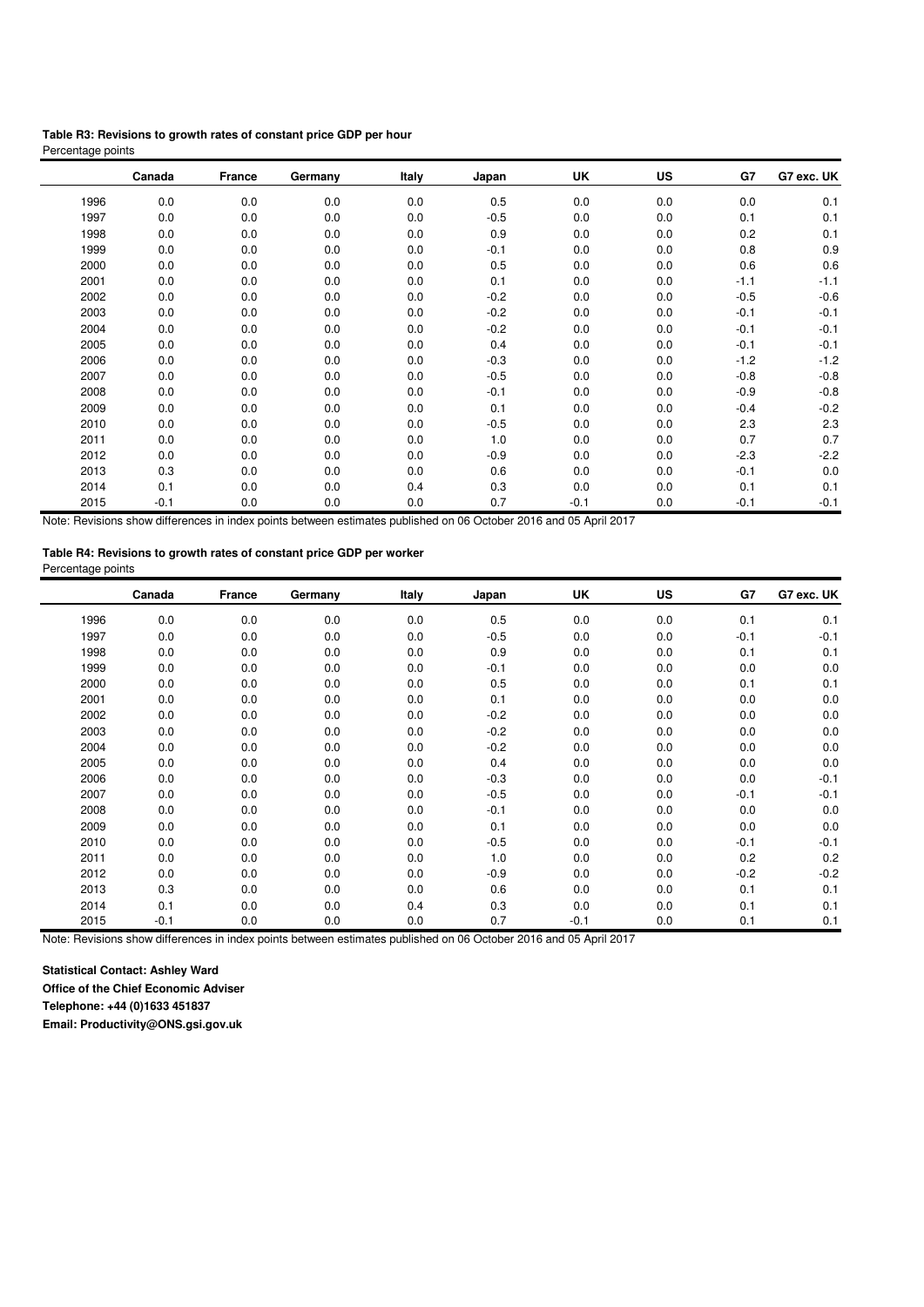**Table R3: Revisions to growth rates of constant price GDP per hour**

Percentage points

| | Canada | France | Germany | Italy | Japan | UK | US | G7 | G7 exc. UK |
|---|---|---|---|---|---|---|---|---|---|
| 1996 | 0.0 | 0.0 | 0.0 | 0.0 | 0.5 | 0.0 | 0.0 | 0.0 | 0.1 |
| 1997 | 0.0 | 0.0 | 0.0 | 0.0 | -0.5 | 0.0 | 0.0 | 0.1 | 0.1 |
| 1998 | 0.0 | 0.0 | 0.0 | 0.0 | 0.9 | 0.0 | 0.0 | 0.2 | 0.1 |
| 1999 | 0.0 | 0.0 | 0.0 | 0.0 | -0.1 | 0.0 | 0.0 | 0.8 | 0.9 |
| 2000 | 0.0 | 0.0 | 0.0 | 0.0 | 0.5 | 0.0 | 0.0 | 0.6 | 0.6 |
| 2001 | 0.0 | 0.0 | 0.0 | 0.0 | 0.1 | 0.0 | 0.0 | -1.1 | -1.1 |
| 2002 | 0.0 | 0.0 | 0.0 | 0.0 | -0.2 | 0.0 | 0.0 | -0.5 | -0.6 |
| 2003 | 0.0 | 0.0 | 0.0 | 0.0 | -0.2 | 0.0 | 0.0 | -0.1 | -0.1 |
| 2004 | 0.0 | 0.0 | 0.0 | 0.0 | -0.2 | 0.0 | 0.0 | -0.1 | -0.1 |
| 2005 | 0.0 | 0.0 | 0.0 | 0.0 | 0.4 | 0.0 | 0.0 | -0.1 | -0.1 |
| 2006 | 0.0 | 0.0 | 0.0 | 0.0 | -0.3 | 0.0 | 0.0 | -1.2 | -1.2 |
| 2007 | 0.0 | 0.0 | 0.0 | 0.0 | -0.5 | 0.0 | 0.0 | -0.8 | -0.8 |
| 2008 | 0.0 | 0.0 | 0.0 | 0.0 | -0.1 | 0.0 | 0.0 | -0.9 | -0.8 |
| 2009 | 0.0 | 0.0 | 0.0 | 0.0 | 0.1 | 0.0 | 0.0 | -0.4 | -0.2 |
| 2010 | 0.0 | 0.0 | 0.0 | 0.0 | -0.5 | 0.0 | 0.0 | 2.3 | 2.3 |
| 2011 | 0.0 | 0.0 | 0.0 | 0.0 | 1.0 | 0.0 | 0.0 | 0.7 | 0.7 |
| 2012 | 0.0 | 0.0 | 0.0 | 0.0 | -0.9 | 0.0 | 0.0 | -2.3 | -2.2 |
| 2013 | 0.3 | 0.0 | 0.0 | 0.0 | 0.6 | 0.0 | 0.0 | -0.1 | 0.0 |
| 2014 | 0.1 | 0.0 | 0.0 | 0.4 | 0.3 | 0.0 | 0.0 | 0.1 | 0.1 |
| 2015 | -0.1 | 0.0 | 0.0 | 0.0 | 0.7 | -0.1 | 0.0 | -0.1 | -0.1 |

Note: Revisions show differences in index points between estimates published on 06 October 2016 and 05 April 2017

**Table R4: Revisions to growth rates of constant price GDP per worker**

Percentage points

| | Canada | France | Germany | Italy | Japan | UK | US | G7 | G7 exc. UK |
|---|---|---|---|---|---|---|---|---|---|
| 1996 | 0.0 | 0.0 | 0.0 | 0.0 | 0.5 | 0.0 | 0.0 | 0.1 | 0.1 |
| 1997 | 0.0 | 0.0 | 0.0 | 0.0 | -0.5 | 0.0 | 0.0 | -0.1 | -0.1 |
| 1998 | 0.0 | 0.0 | 0.0 | 0.0 | 0.9 | 0.0 | 0.0 | 0.1 | 0.1 |
| 1999 | 0.0 | 0.0 | 0.0 | 0.0 | -0.1 | 0.0 | 0.0 | 0.0 | 0.0 |
| 2000 | 0.0 | 0.0 | 0.0 | 0.0 | 0.5 | 0.0 | 0.0 | 0.1 | 0.1 |
| 2001 | 0.0 | 0.0 | 0.0 | 0.0 | 0.1 | 0.0 | 0.0 | 0.0 | 0.0 |
| 2002 | 0.0 | 0.0 | 0.0 | 0.0 | -0.2 | 0.0 | 0.0 | 0.0 | 0.0 |
| 2003 | 0.0 | 0.0 | 0.0 | 0.0 | -0.2 | 0.0 | 0.0 | 0.0 | 0.0 |
| 2004 | 0.0 | 0.0 | 0.0 | 0.0 | -0.2 | 0.0 | 0.0 | 0.0 | 0.0 |
| 2005 | 0.0 | 0.0 | 0.0 | 0.0 | 0.4 | 0.0 | 0.0 | 0.0 | 0.0 |
| 2006 | 0.0 | 0.0 | 0.0 | 0.0 | -0.3 | 0.0 | 0.0 | 0.0 | -0.1 |
| 2007 | 0.0 | 0.0 | 0.0 | 0.0 | -0.5 | 0.0 | 0.0 | -0.1 | -0.1 |
| 2008 | 0.0 | 0.0 | 0.0 | 0.0 | -0.1 | 0.0 | 0.0 | 0.0 | 0.0 |
| 2009 | 0.0 | 0.0 | 0.0 | 0.0 | 0.1 | 0.0 | 0.0 | 0.0 | 0.0 |
| 2010 | 0.0 | 0.0 | 0.0 | 0.0 | -0.5 | 0.0 | 0.0 | -0.1 | -0.1 |
| 2011 | 0.0 | 0.0 | 0.0 | 0.0 | 1.0 | 0.0 | 0.0 | 0.2 | 0.2 |
| 2012 | 0.0 | 0.0 | 0.0 | 0.0 | -0.9 | 0.0 | 0.0 | -0.2 | -0.2 |
| 2013 | 0.3 | 0.0 | 0.0 | 0.0 | 0.6 | 0.0 | 0.0 | 0.1 | 0.1 |
| 2014 | 0.1 | 0.0 | 0.0 | 0.4 | 0.3 | 0.0 | 0.0 | 0.1 | 0.1 |
| 2015 | -0.1 | 0.0 | 0.0 | 0.0 | 0.7 | -0.1 | 0.0 | 0.1 | 0.1 |

Note: Revisions show differences in index points between estimates published on 06 October 2016 and 05 April 2017

**Statistical Contact: Ashley Ward**

**Office of the Chief Economic Adviser**

**Telephone: +44 (0)1633 451837**

**Email: Productivity@ONS.gsi.gov.uk**